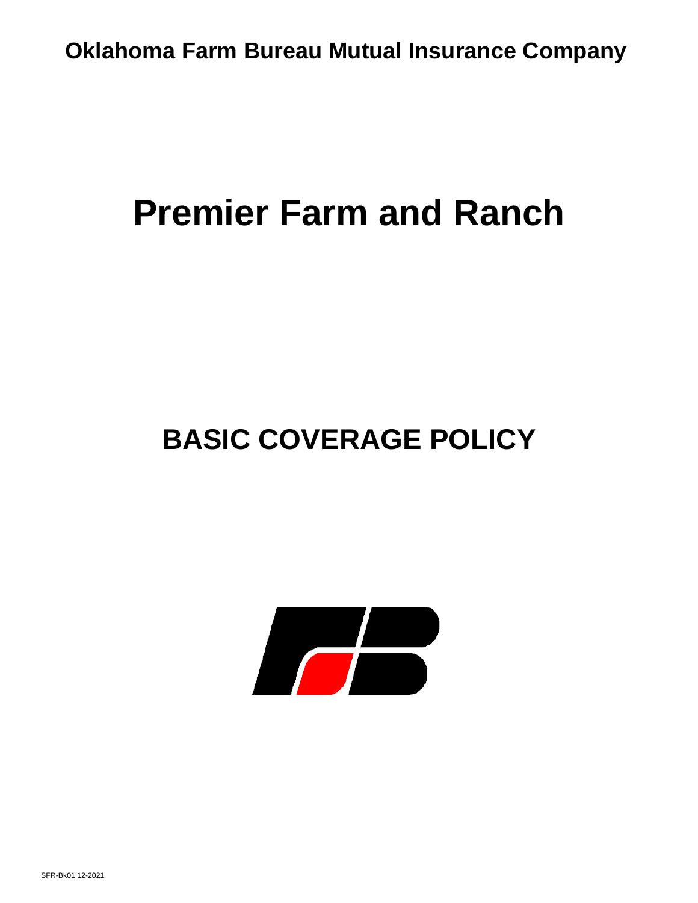**Oklahoma Farm Bureau Mutual Insurance Company**

# Premier Farm and Ranch

## BASIC COVERAGE POLICY

SFR-Bk01 12-2021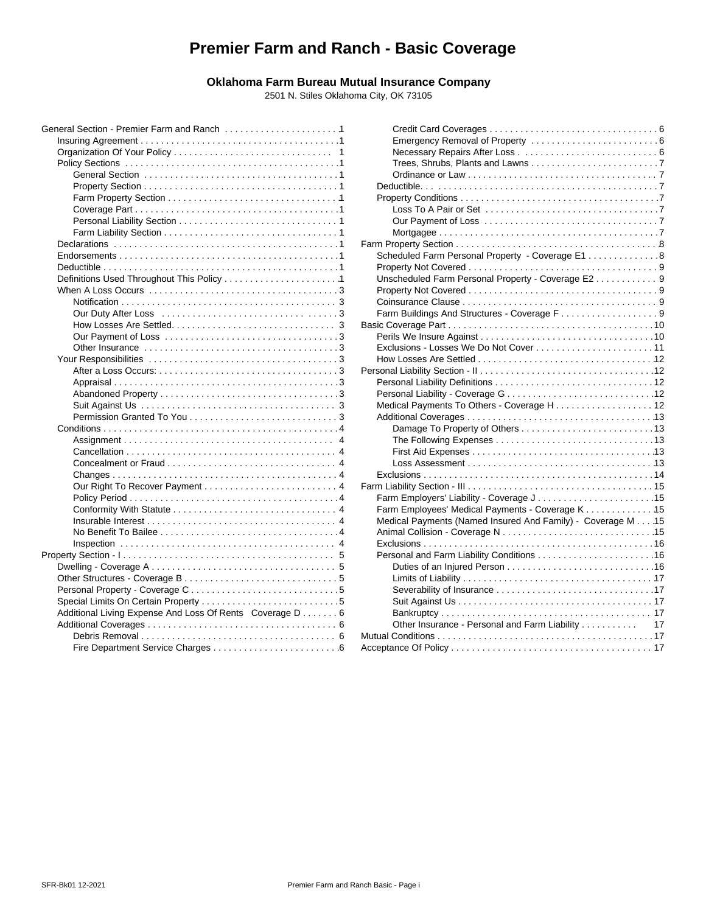# Premier Farm and Ranch - Basic Coverage

**Oklahoma Farm Bureau Mutual Insurance Company**

2501 N. Stiles Oklahoma City, OK 73105

- General Section - Premier Farm and Ranch ..... 1
  - Insuring Agreement ..... 1
  - Organization Of Your Policy ..... 1
  - Policy Sections ..... 1
    - General Section ..... 1
    - Property Section ..... 1
    - Farm Property Section ..... 1
    - Coverage Part ..... 1
    - Personal Liability Section ..... 1
    - Farm Liability Section ..... 1
  - Declarations ..... 1
  - Endorsements ..... 1
  - Deductible ..... 1
  - Definitions Used Throughout This Policy ..... 1
  - When A Loss Occurs ..... 3
    - Notification ..... 3
    - Our Duty After Loss ..... 3
    - How Losses Are Settled. ..... 3
    - Our Payment of Loss ..... 3
    - Other Insurance ..... 3
  - Your Responsibilities ..... 3
    - After a Loss Occurs: ..... 3
    - Appraisal ..... 3
    - Abandoned Property ..... 3
    - Suit Against Us ..... 3
    - Permission Granted To You ..... 3
  - Conditions ..... 4
    - Assignment ..... 4
    - Cancellation ..... 4
    - Concealment or Fraud ..... 4
    - Changes ..... 4
    - Our Right To Recover Payment ..... 4
    - Policy Period ..... 4
    - Conformity With Statute ..... 4
    - Insurable Interest ..... 4
    - No Benefit To Bailee ..... 4
    - Inspection ..... 4
- Property Section - I ..... 5
  - Dwelling - Coverage A ..... 5
  - Other Structures - Coverage B ..... 5
  - Personal Property - Coverage C ..... 5
  - Special Limits On Certain Property ..... 5
  - Additional Living Expense And Loss Of Rents Coverage D ..... 6
  - Additional Coverages ..... 6
    - Debris Removal ..... 6
    - Fire Department Service Charges ..... 6
    - Credit Card Coverages ..... 6
    - Emergency Removal of Property ..... 6
    - Necessary Repairs After Loss ..... 6
    - Trees, Shrubs, Plants and Lawns ..... 7
    - Ordinance or Law ..... 7
  - Deductible. ..... 7
  - Property Conditions ..... 7
    - Loss To A Pair or Set ..... 7
    - Our Payment of Loss ..... 7
    - Mortgagee ..... 7
- Farm Property Section ..... 8
  - Scheduled Farm Personal Property - Coverage E1 ..... 8
  - Property Not Covered ..... 9
  - Unscheduled Farm Personal Property - Coverage E2 ..... 9
  - Property Not Covered ..... 9
  - Coinsurance Clause ..... 9
  - Farm Buildings And Structures - Coverage F ..... 9
- Basic Coverage Part ..... 10
  - Perils We Insure Against ..... 10
  - Exclusions - Losses We Do Not Cover ..... 11
  - How Losses Are Settled ..... 12
- Personal Liability Section - II ..... 12
  - Personal Liability Definitions ..... 12
  - Personal Liability - Coverage G ..... 12
  - Medical Payments To Others - Coverage H ..... 12
  - Additional Coverages ..... 13
    - Damage To Property of Others ..... 13
    - The Following Expenses ..... 13
    - First Aid Expenses ..... 13
    - Loss Assessment ..... 13
  - Exclusions ..... 14
- Farm Liability Section - III ..... 15
  - Farm Employers' Liability - Coverage J ..... 15
  - Farm Employees' Medical Payments - Coverage K ..... 15
  - Medical Payments (Named Insured And Family) - Coverage M ..... 15
  - Animal Collision - Coverage N ..... 15
  - Exclusions ..... 16
  - Personal and Farm Liability Conditions ..... 16
    - Duties of an Injured Person ..... 16
    - Limits of Liability ..... 17
    - Severability of Insurance ..... 17
    - Suit Against Us ..... 17
    - Bankruptcy ..... 17
    - Other Insurance - Personal and Farm Liability ..... 17
- Mutual Conditions ..... 17
- Acceptance Of Policy ..... 17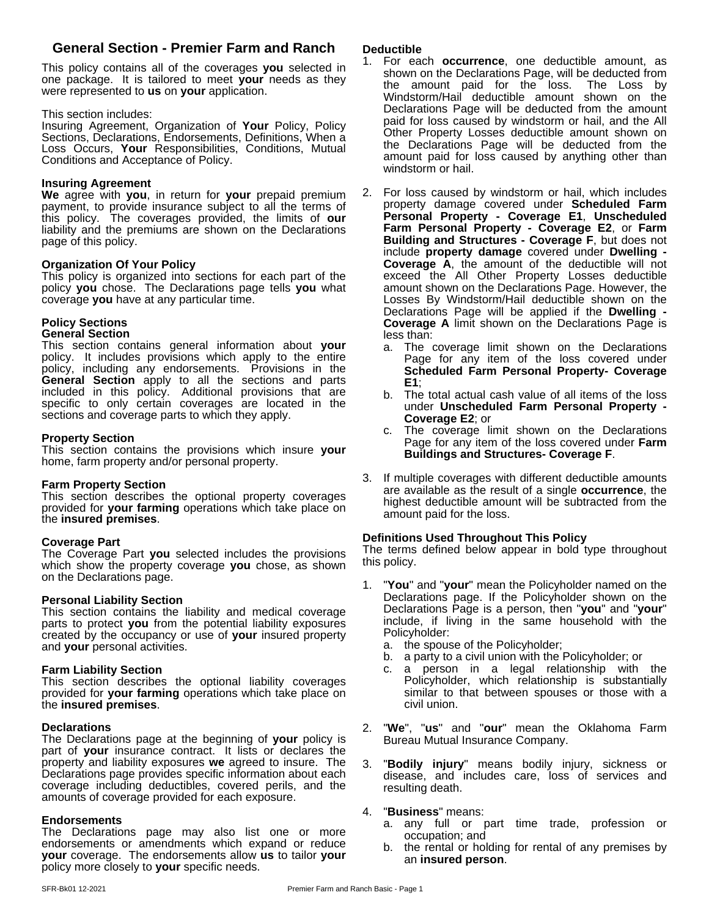## General Section - Premier Farm and Ranch

This policy contains all of the coverages **you** selected in one package. It is tailored to meet **your** needs as they were represented to **us** on **your** application.

This section includes:
Insuring Agreement, Organization of **Your** Policy, Policy Sections, Declarations, Endorsements, Definitions, When a Loss Occurs, **Your** Responsibilities, Conditions, Mutual Conditions and Acceptance of Policy.

### Insuring Agreement

**We** agree with **you**, in return for **your** prepaid premium payment, to provide insurance subject to all the terms of this policy. The coverages provided, the limits of **our** liability and the premiums are shown on the Declarations page of this policy.

### Organization Of Your Policy

This policy is organized into sections for each part of the policy **you** chose. The Declarations page tells **you** what coverage **you** have at any particular time.

### Policy Sections

**General Section**

This section contains general information about **your** policy. It includes provisions which apply to the entire policy, including any endorsements. Provisions in the **General Section** apply to all the sections and parts included in this policy. Additional provisions that are specific to only certain coverages are located in the sections and coverage parts to which they apply.

**Property Section**

This section contains the provisions which insure **your** home, farm property and/or personal property.

**Farm Property Section**

This section describes the optional property coverages provided for **your farming** operations which take place on the **insured premises**.

**Coverage Part**

The Coverage Part **you** selected includes the provisions which show the property coverage **you** chose, as shown on the Declarations page.

**Personal Liability Section**

This section contains the liability and medical coverage parts to protect **you** from the potential liability exposures created by the occupancy or use of **your** insured property and **your** personal activities.

**Farm Liability Section**

This section describes the optional liability coverages provided for **your farming** operations which take place on the **insured premises**.

### Declarations

The Declarations page at the beginning of **your** policy is part of **your** insurance contract. It lists or declares the property and liability exposures **we** agreed to insure. The Declarations page provides specific information about each coverage including deductibles, covered perils, and the amounts of coverage provided for each exposure.

### Endorsements

The Declarations page may also list one or more endorsements or amendments which expand or reduce **your** coverage. The endorsements allow **us** to tailor **your** policy more closely to **your** specific needs.

### Deductible

1. For each **occurrence**, one deductible amount, as shown on the Declarations Page, will be deducted from the amount paid for the loss. The Loss by Windstorm/Hail deductible amount shown on the Declarations Page will be deducted from the amount paid for loss caused by windstorm or hail, and the All Other Property Losses deductible amount shown on the Declarations Page will be deducted from the amount paid for loss caused by anything other than windstorm or hail.

2. For loss caused by windstorm or hail, which includes property damage covered under **Scheduled Farm Personal Property - Coverage E1**, **Unscheduled Farm Personal Property - Coverage E2**, or **Farm Building and Structures - Coverage F**, but does not include **property damage** covered under **Dwelling - Coverage A**, the amount of the deductible will not exceed the All Other Property Losses deductible amount shown on the Declarations Page. However, the Losses By Windstorm/Hail deductible shown on the Declarations Page will be applied if the **Dwelling - Coverage A** limit shown on the Declarations Page is less than:
   a. The coverage limit shown on the Declarations Page for any item of the loss covered under **Scheduled Farm Personal Property- Coverage E1**;
   b. The total actual cash value of all items of the loss under **Unscheduled Farm Personal Property - Coverage E2**; or
   c. The coverage limit shown on the Declarations Page for any item of the loss covered under **Farm Buildings and Structures- Coverage F**.

3. If multiple coverages with different deductible amounts are available as the result of a single **occurrence**, the highest deductible amount will be subtracted from the amount paid for the loss.

### Definitions Used Throughout This Policy

The terms defined below appear in bold type throughout this policy.

1. "**You**" and "**your**" mean the Policyholder named on the Declarations page. If the Policyholder shown on the Declarations Page is a person, then "**you**" and "**your**" include, if living in the same household with the Policyholder:
   a. the spouse of the Policyholder;
   b. a party to a civil union with the Policyholder; or
   c. a person in a legal relationship with the Policyholder, which relationship is substantially similar to that between spouses or those with a civil union.

2. "**We**", "**us**" and "**our**" mean the Oklahoma Farm Bureau Mutual Insurance Company.

3. "**Bodily injury**" means bodily injury, sickness or disease, and includes care, loss of services and resulting death.

4. "**Business**" means:
   a. any full or part time trade, profession or occupation; and
   b. the rental or holding for rental of any premises by an **insured person**.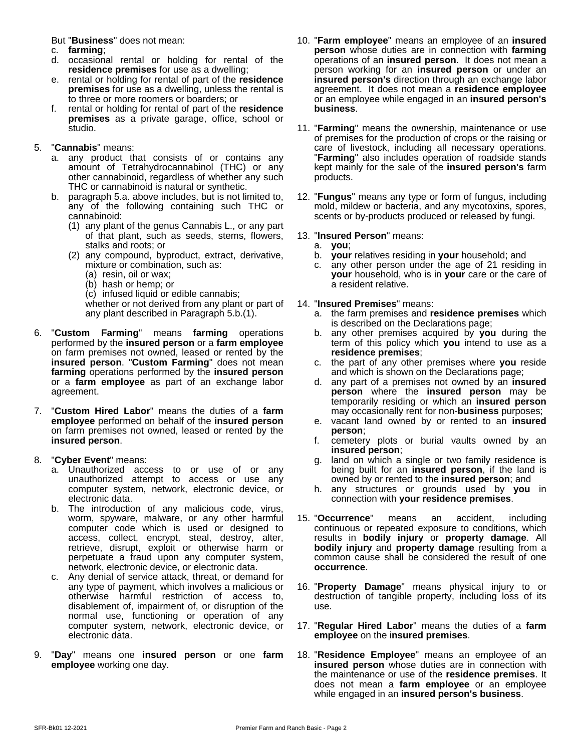But "**Business**" does not mean:

c. **farming**;
d. occasional rental or holding for rental of the **residence premises** for use as a dwelling;
e. rental or holding for rental of part of the **residence premises** for use as a dwelling, unless the rental is to three or more roomers or boarders; or
f. rental or holding for rental of part of the **residence premises** as a private garage, office, school or studio.

5. "**Cannabis**" means:
   a. any product that consists of or contains any amount of Tetrahydrocannabinol (THC) or any other cannabinoid, regardless of whether any such THC or cannabinoid is natural or synthetic.
   b. paragraph 5.a. above includes, but is not limited to, any of the following containing such THC or cannabinoid:
      (1) any plant of the genus Cannabis L., or any part of that plant, such as seeds, stems, flowers, stalks and roots; or
      (2) any compound, byproduct, extract, derivative, mixture or combination, such as:
         (a) resin, oil or wax;
         (b) hash or hemp; or
         (c) infused liquid or edible cannabis;

      whether or not derived from any plant or part of any plant described in Paragraph 5.b.(1).

6. "**Custom Farming**" means **farming** operations performed by the **insured person** or a **farm employee** on farm premises not owned, leased or rented by the **insured person**. "**Custom Farming**" does not mean **farming** operations performed by the **insured person** or a **farm employee** as part of an exchange labor agreement.

7. "**Custom Hired Labor**" means the duties of a **farm employee** performed on behalf of the **insured person** on farm premises not owned, leased or rented by the **insured person**.

8. "**Cyber Event**" means:
   a. Unauthorized access to or use of or any unauthorized attempt to access or use any computer system, network, electronic device, or electronic data.
   b. The introduction of any malicious code, virus, worm, spyware, malware, or any other harmful computer code which is used or designed to access, collect, encrypt, steal, destroy, alter, retrieve, disrupt, exploit or otherwise harm or perpetuate a fraud upon any computer system, network, electronic device, or electronic data.
   c. Any denial of service attack, threat, or demand for any type of payment, which involves a malicious or otherwise harmful restriction of access to, disablement of, impairment of, or disruption of the normal use, functioning or operation of any computer system, network, electronic device, or electronic data.

9. "**Day**" means one **insured person** or one **farm employee** working one day.

10. "**Farm employee**" means an employee of an **insured person** whose duties are in connection with **farming** operations of an **insured person**. It does not mean a person working for an **insured person** or under an **insured person's** direction through an exchange labor agreement. It does not mean a **residence employee** or an employee while engaged in an **insured person's business**.

11. "**Farming**" means the ownership, maintenance or use of premises for the production of crops or the raising or care of livestock, including all necessary operations. "**Farming**" also includes operation of roadside stands kept mainly for the sale of the **insured person's** farm products.

12. "**Fungus**" means any type or form of fungus, including mold, mildew or bacteria, and any mycotoxins, spores, scents or by-products produced or released by fungi.

13. "**Insured Person**" means:
    a. **you**;
    b. **your** relatives residing in **your** household; and
    c. any other person under the age of 21 residing in **your** household, who is in **your** care or the care of a resident relative.

14. "**Insured Premises**" means:
    a. the farm premises and **residence premises** which is described on the Declarations page;
    b. any other premises acquired by **you** during the term of this policy which **you** intend to use as a **residence premises**;
    c. the part of any other premises where **you** reside and which is shown on the Declarations page;
    d. any part of a premises not owned by an **insured person** where the **insured person** may be temporarily residing or which an **insured person** may occasionally rent for non-**business** purposes;
    e. vacant land owned by or rented to an **insured person**;
    f. cemetery plots or burial vaults owned by an **insured person**;
    g. land on which a single or two family residence is being built for an **insured person**, if the land is owned by or rented to the **insured person**; and
    h. any structures or grounds used by **you** in connection with **your residence premises**.

15. "**Occurrence**" means an accident, including continuous or repeated exposure to conditions, which results in **bodily injury** or **property damage**. All **bodily injury** and **property damage** resulting from a common cause shall be considered the result of one **occurrence**.

16. "**Property Damage**" means physical injury to or destruction of tangible property, including loss of its use.

17. "**Regular Hired Labor**" means the duties of a **farm employee** on the **insured premises**.

18. "**Residence Employee**" means an employee of an **insured person** whose duties are in connection with the maintenance or use of the **residence premises**. It does not mean a **farm employee** or an employee while engaged in an **insured person's business**.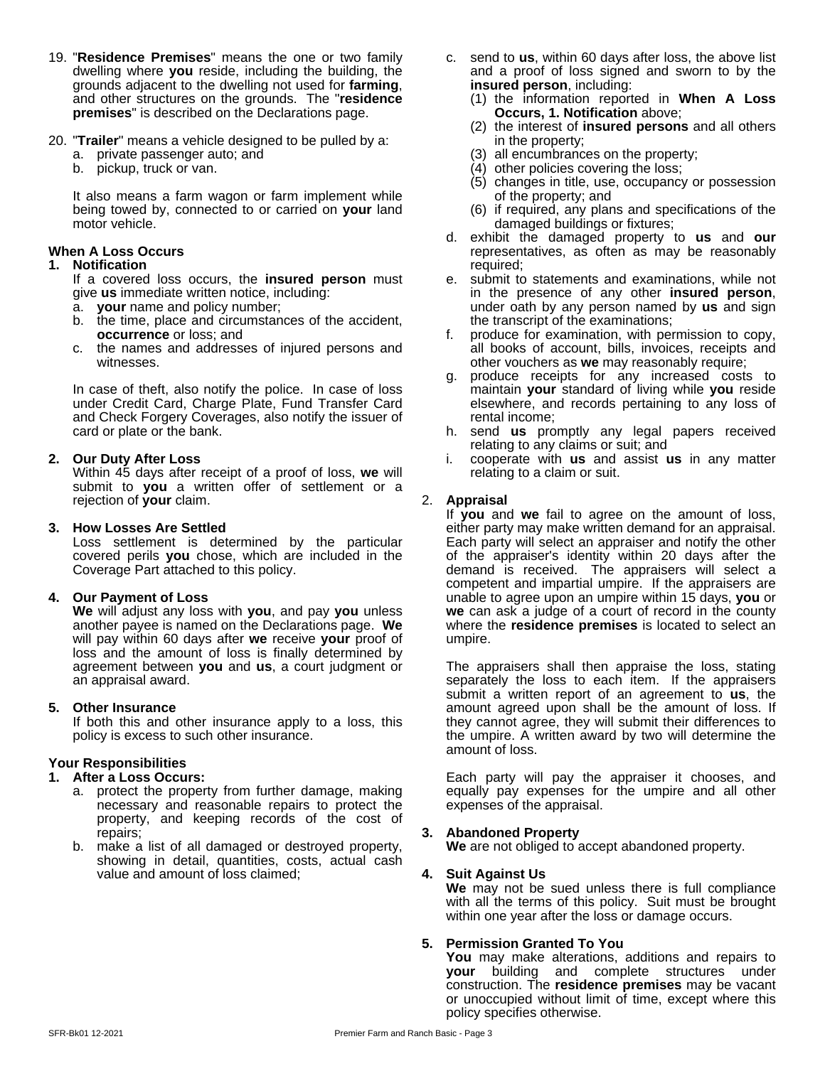19. "**Residence Premises**" means the one or two family dwelling where **you** reside, including the building, the grounds adjacent to the dwelling not used for **farming**, and other structures on the grounds. The "**residence premises**" is described on the Declarations page.

20. "**Trailer**" means a vehicle designed to be pulled by a:
    a. private passenger auto; and
    b. pickup, truck or van.

    It also means a farm wagon or farm implement while being towed by, connected to or carried on **your** land motor vehicle.

## When A Loss Occurs

**1. Notification**

If a covered loss occurs, the **insured person** must give **us** immediate written notice, including:

a. **your** name and policy number;
b. the time, place and circumstances of the accident, **occurrence** or loss; and
c. the names and addresses of injured persons and witnesses.

In case of theft, also notify the police. In case of loss under Credit Card, Charge Plate, Fund Transfer Card and Check Forgery Coverages, also notify the issuer of card or plate or the bank.

**2. Our Duty After Loss**

Within 45 days after receipt of a proof of loss, **we** will submit to **you** a written offer of settlement or a rejection of **your** claim.

**3. How Losses Are Settled**

Loss settlement is determined by the particular covered perils **you** chose, which are included in the Coverage Part attached to this policy.

**4. Our Payment of Loss**

**We** will adjust any loss with **you**, and pay **you** unless another payee is named on the Declarations page. **We** will pay within 60 days after **we** receive **your** proof of loss and the amount of loss is finally determined by agreement between **you** and **us**, a court judgment or an appraisal award.

**5. Other Insurance**

If both this and other insurance apply to a loss, this policy is excess to such other insurance.

## Your Responsibilities

**1. After a Loss Occurs:**

a. protect the property from further damage, making necessary and reasonable repairs to protect the property, and keeping records of the cost of repairs;
b. make a list of all damaged or destroyed property, showing in detail, quantities, costs, actual cash value and amount of loss claimed;
c. send to **us**, within 60 days after loss, the above list and a proof of loss signed and sworn to by the **insured person**, including:
    (1) the information reported in **When A Loss Occurs, 1. Notification** above;
    (2) the interest of **insured persons** and all others in the property;
    (3) all encumbrances on the property;
    (4) other policies covering the loss;
    (5) changes in title, use, occupancy or possession of the property; and
    (6) if required, any plans and specifications of the damaged buildings or fixtures;
d. exhibit the damaged property to **us** and **our** representatives, as often as may be reasonably required;
e. submit to statements and examinations, while not in the presence of any other **insured person**, under oath by any person named by **us** and sign the transcript of the examinations;
f. produce for examination, with permission to copy, all books of account, bills, invoices, receipts and other vouchers as **we** may reasonably require;
g. produce receipts for any increased costs to maintain **your** standard of living while **you** reside elsewhere, and records pertaining to any loss of rental income;
h. send **us** promptly any legal papers received relating to any claims or suit; and
i. cooperate with **us** and assist **us** in any matter relating to a claim or suit.

**2. Appraisal**

If **you** and **we** fail to agree on the amount of loss, either party may make written demand for an appraisal. Each party will select an appraiser and notify the other of the appraiser's identity within 20 days after the demand is received. The appraisers will select a competent and impartial umpire. If the appraisers are unable to agree upon an umpire within 15 days, **you** or **we** can ask a judge of a court of record in the county where the **residence premises** is located to select an umpire.

The appraisers shall then appraise the loss, stating separately the loss to each item. If the appraisers submit a written report of an agreement to **us**, the amount agreed upon shall be the amount of loss. If they cannot agree, they will submit their differences to the umpire. A written award by two will determine the amount of loss.

Each party will pay the appraiser it chooses, and equally pay expenses for the umpire and all other expenses of the appraisal.

**3. Abandoned Property**

**We** are not obliged to accept abandoned property.

**4. Suit Against Us**

**We** may not be sued unless there is full compliance with all the terms of this policy. Suit must be brought within one year after the loss or damage occurs.

**5. Permission Granted To You**

**You** may make alterations, additions and repairs to **your** building and complete structures under construction. The **residence premises** may be vacant or unoccupied without limit of time, except where this policy specifies otherwise.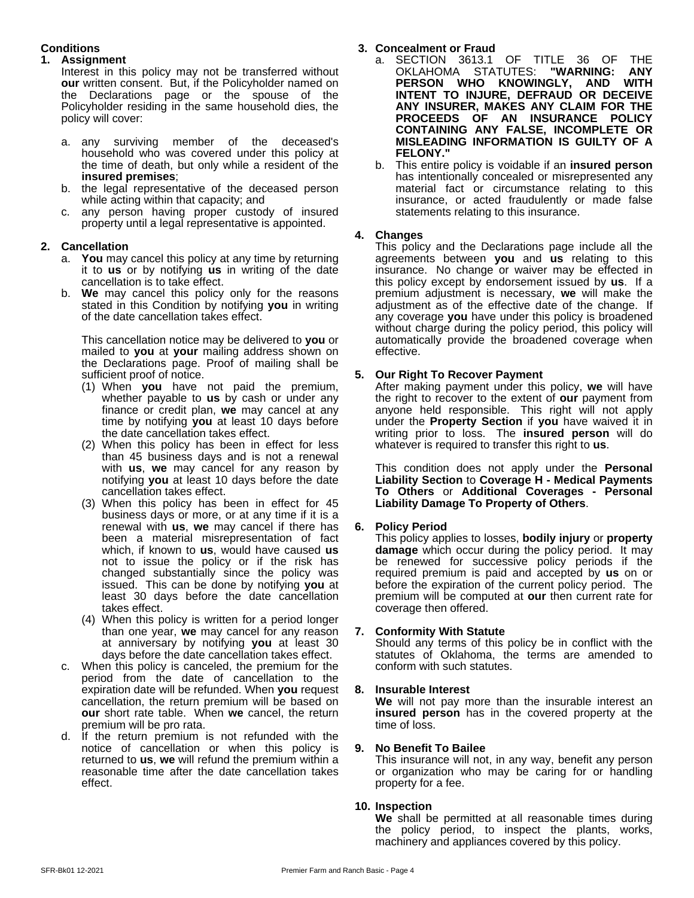## Conditions

### 1. Assignment

Interest in this policy may not be transferred without **our** written consent. But, if the Policyholder named on the Declarations page or the spouse of the Policyholder residing in the same household dies, the policy will cover:

a. any surviving member of the deceased's household who was covered under this policy at the time of death, but only while a resident of the **insured premises**;
b. the legal representative of the deceased person while acting within that capacity; and
c. any person having proper custody of insured property until a legal representative is appointed.

### 2. Cancellation

a. **You** may cancel this policy at any time by returning it to **us** or by notifying **us** in writing of the date cancellation is to take effect.
b. **We** may cancel this policy only for the reasons stated in this Condition by notifying **you** in writing of the date cancellation takes effect.

   This cancellation notice may be delivered to **you** or mailed to **you** at **your** mailing address shown on the Declarations page. Proof of mailing shall be sufficient proof of notice.

   (1) When **you** have not paid the premium, whether payable to **us** by cash or under any finance or credit plan, **we** may cancel at any time by notifying **you** at least 10 days before the date cancellation takes effect.
   (2) When this policy has been in effect for less than 45 business days and is not a renewal with **us**, **we** may cancel for any reason by notifying **you** at least 10 days before the date cancellation takes effect.
   (3) When this policy has been in effect for 45 business days or more, or at any time if it is a renewal with **us**, **we** may cancel if there has been a material misrepresentation of fact which, if known to **us**, would have caused **us** not to issue the policy or if the risk has changed substantially since the policy was issued. This can be done by notifying **you** at least 30 days before the date cancellation takes effect.
   (4) When this policy is written for a period longer than one year, **we** may cancel for any reason at anniversary by notifying **you** at least 30 days before the date cancellation takes effect.

c. When this policy is canceled, the premium for the period from the date of cancellation to the expiration date will be refunded. When **you** request cancellation, the return premium will be based on **our** short rate table. When **we** cancel, the return premium will be pro rata.
d. If the return premium is not refunded with the notice of cancellation or when this policy is returned to **us**, **we** will refund the premium within a reasonable time after the date cancellation takes effect.

### 3. Concealment or Fraud

a. SECTION 3613.1 OF TITLE 36 OF THE OKLAHOMA STATUTES: **"WARNING: ANY PERSON WHO KNOWINGLY, AND WITH INTENT TO INJURE, DEFRAUD OR DECEIVE ANY INSURER, MAKES ANY CLAIM FOR THE PROCEEDS OF AN INSURANCE POLICY CONTAINING ANY FALSE, INCOMPLETE OR MISLEADING INFORMATION IS GUILTY OF A FELONY."**
b. This entire policy is voidable if an **insured person** has intentionally concealed or misrepresented any material fact or circumstance relating to this insurance, or acted fraudulently or made false statements relating to this insurance.

### 4. Changes

This policy and the Declarations page include all the agreements between **you** and **us** relating to this insurance. No change or waiver may be effected in this policy except by endorsement issued by **us**. If a premium adjustment is necessary, **we** will make the adjustment as of the effective date of the change. If any coverage **you** have under this policy is broadened without charge during the policy period, this policy will automatically provide the broadened coverage when effective.

### 5. Our Right To Recover Payment

After making payment under this policy, **we** will have the right to recover to the extent of **our** payment from anyone held responsible. This right will not apply under the **Property Section** if **you** have waived it in writing prior to loss. The **insured person** will do whatever is required to transfer this right to **us**.

This condition does not apply under the **Personal Liability Section** to **Coverage H - Medical Payments To Others** or **Additional Coverages - Personal Liability Damage To Property of Others**.

### 6. Policy Period

This policy applies to losses, **bodily injury** or **property damage** which occur during the policy period. It may be renewed for successive policy periods if the required premium is paid and accepted by **us** on or before the expiration of the current policy period. The premium will be computed at **our** then current rate for coverage then offered.

### 7. Conformity With Statute

Should any terms of this policy be in conflict with the statutes of Oklahoma, the terms are amended to conform with such statutes.

### 8. Insurable Interest

**We** will not pay more than the insurable interest an **insured person** has in the covered property at the time of loss.

### 9. No Benefit To Bailee

This insurance will not, in any way, benefit any person or organization who may be caring for or handling property for a fee.

### 10. Inspection

**We** shall be permitted at all reasonable times during the policy period, to inspect the plants, works, machinery and appliances covered by this policy.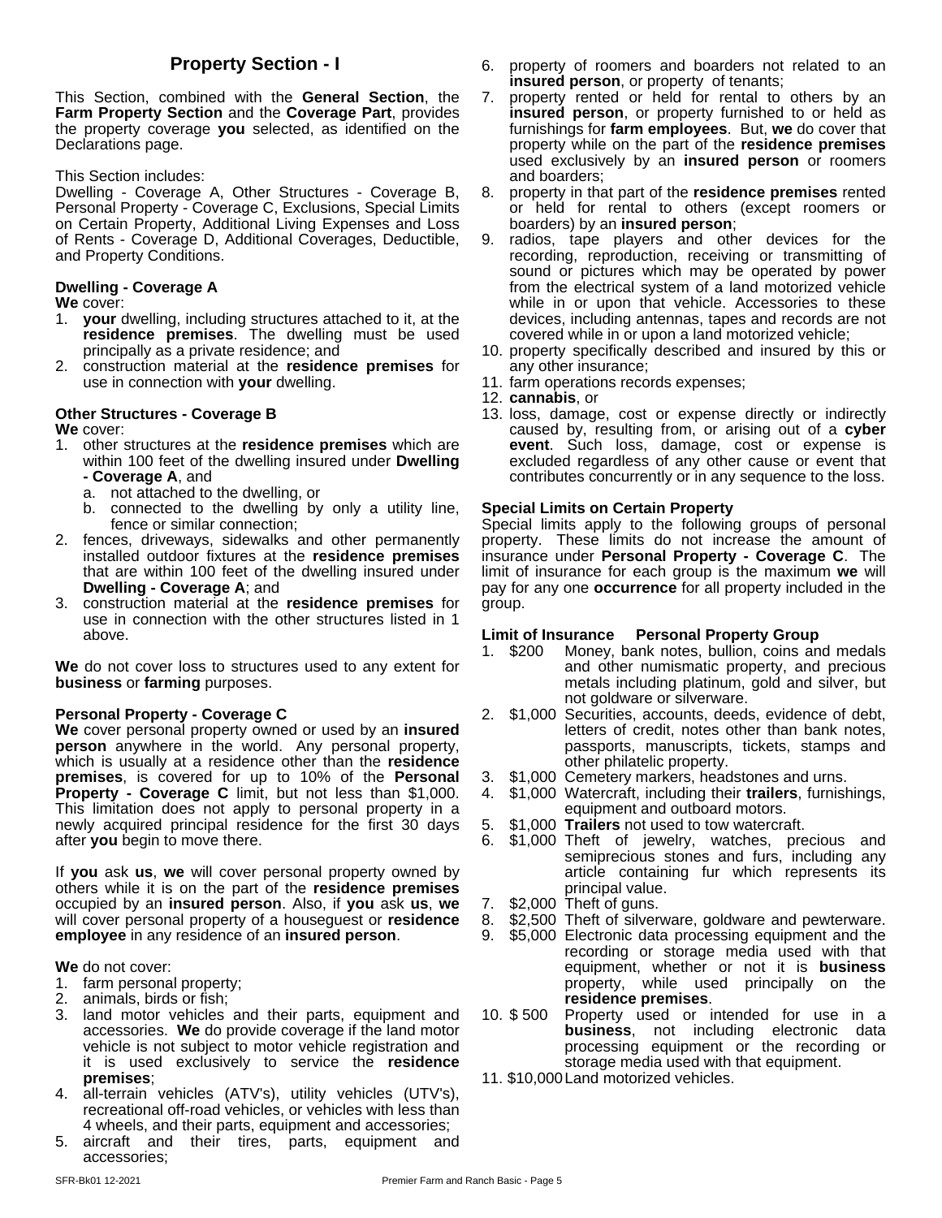## Property Section - I

This Section, combined with the **General Section**, the **Farm Property Section** and the **Coverage Part**, provides the property coverage **you** selected, as identified on the Declarations page.

This Section includes:
Dwelling - Coverage A, Other Structures - Coverage B, Personal Property - Coverage C, Exclusions, Special Limits on Certain Property, Additional Living Expenses and Loss of Rents - Coverage D, Additional Coverages, Deductible, and Property Conditions.

### Dwelling - Coverage A

**We** cover:

1. **your** dwelling, including structures attached to it, at the **residence premises**. The dwelling must be used principally as a private residence; and
2. construction material at the **residence premises** for use in connection with **your** dwelling.

### Other Structures - Coverage B

**We** cover:

1. other structures at the **residence premises** which are within 100 feet of the dwelling insured under **Dwelling - Coverage A**, and
   a. not attached to the dwelling, or
   b. connected to the dwelling by only a utility line, fence or similar connection;
2. fences, driveways, sidewalks and other permanently installed outdoor fixtures at the **residence premises** that are within 100 feet of the dwelling insured under **Dwelling - Coverage A**; and
3. construction material at the **residence premises** for use in connection with the other structures listed in 1 above.

**We** do not cover loss to structures used to any extent for **business** or **farming** purposes.

### Personal Property - Coverage C

**We** cover personal property owned or used by an **insured person** anywhere in the world. Any personal property, which is usually at a residence other than the **residence premises**, is covered for up to 10% of the **Personal Property - Coverage C** limit, but not less than $1,000. This limitation does not apply to personal property in a newly acquired principal residence for the first 30 days after **you** begin to move there.

If **you** ask **us**, **we** will cover personal property owned by others while it is on the part of the **residence premises** occupied by an **insured person**. Also, if **you** ask **us**, **we** will cover personal property of a houseguest or **residence employee** in any residence of an **insured person**.

**We** do not cover:

1. farm personal property;
2. animals, birds or fish;
3. land motor vehicles and their parts, equipment and accessories. **We** do provide coverage if the land motor vehicle is not subject to motor vehicle registration and it is used exclusively to service the **residence premises**;
4. all-terrain vehicles (ATV's), utility vehicles (UTV's), recreational off-road vehicles, or vehicles with less than 4 wheels, and their parts, equipment and accessories;
5. aircraft and their tires, parts, equipment and accessories;
6. property of roomers and boarders not related to an **insured person**, or property of tenants;
7. property rented or held for rental to others by an **insured person**, or property furnished to or held as furnishings for **farm employees**. But, **we** do cover that property while on the part of the **residence premises** used exclusively by an **insured person** or roomers and boarders;
8. property in that part of the **residence premises** rented or held for rental to others (except roomers or boarders) by an **insured person**;
9. radios, tape players and other devices for the recording, reproduction, receiving or transmitting of sound or pictures which may be operated by power from the electrical system of a land motorized vehicle while in or upon that vehicle. Accessories to these devices, including antennas, tapes and records are not covered while in or upon a land motorized vehicle;
10. property specifically described and insured by this or any other insurance;
11. farm operations records expenses;
12. **cannabis**, or
13. loss, damage, cost or expense directly or indirectly caused by, resulting from, or arising out of a **cyber event**. Such loss, damage, cost or expense is excluded regardless of any other cause or event that contributes concurrently or in any sequence to the loss.

### Special Limits on Certain Property

Special limits apply to the following groups of personal property. These limits do not increase the amount of insurance under **Personal Property - Coverage C**. The limit of insurance for each group is the maximum **we** will pay for any one **occurrence** for all property included in the group.

| | Limit of Insurance | Personal Property Group |
|---|---|---|
| 1. | $200 | Money, bank notes, bullion, coins and medals and other numismatic property, and precious metals including platinum, gold and silver, but not goldware or silverware. |
| 2. | $1,000 | Securities, accounts, deeds, evidence of debt, letters of credit, notes other than bank notes, passports, manuscripts, tickets, stamps and other philatelic property. |
| 3. | $1,000 | Cemetery markers, headstones and urns. |
| 4. | $1,000 | Watercraft, including their **trailers**, furnishings, equipment and outboard motors. |
| 5. | $1,000 | **Trailers** not used to tow watercraft. |
| 6. | $1,000 | Theft of jewelry, watches, precious and semiprecious stones and furs, including any article containing fur which represents its principal value. |
| 7. | $2,000 | Theft of guns. |
| 8. | $2,500 | Theft of silverware, goldware and pewterware. |
| 9. | $5,000 | Electronic data processing equipment and the recording or storage media used with that equipment, whether or not it is **business** property, while used principally on the **residence premises**. |
| 10. | $ 500 | Property used or intended for use in a **business**, not including electronic data processing equipment or the recording or storage media used with that equipment. |
| 11. | $10,000 | Land motorized vehicles. |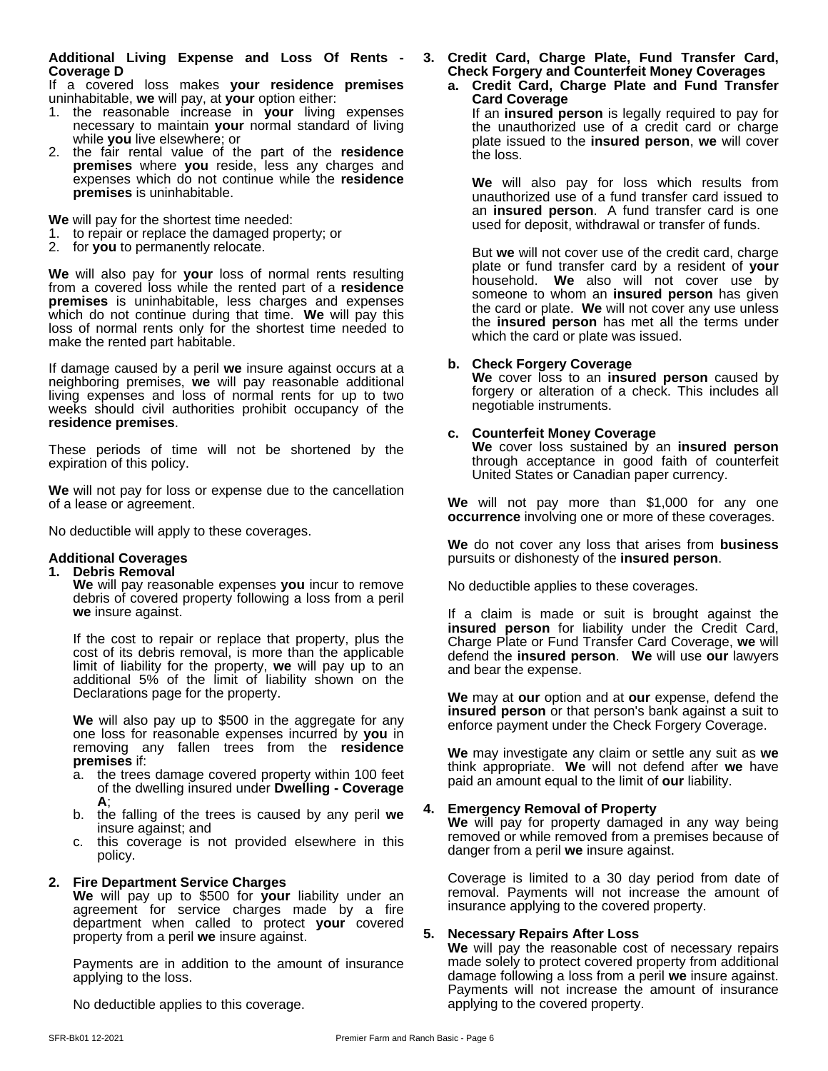**Additional Living Expense and Loss Of Rents - Coverage D**

If a covered loss makes **your residence premises** uninhabitable, **we** will pay, at **your** option either:

1. the reasonable increase in **your** living expenses necessary to maintain **your** normal standard of living while **you** live elsewhere; or
2. the fair rental value of the part of the **residence premises** where **you** reside, less any charges and expenses which do not continue while the **residence premises** is uninhabitable.

**We** will pay for the shortest time needed:

1. to repair or replace the damaged property; or
2. for **you** to permanently relocate.

**We** will also pay for **your** loss of normal rents resulting from a covered loss while the rented part of a **residence premises** is uninhabitable, less charges and expenses which do not continue during that time. **We** will pay this loss of normal rents only for the shortest time needed to make the rented part habitable.

If damage caused by a peril **we** insure against occurs at a neighboring premises, **we** will pay reasonable additional living expenses and loss of normal rents for up to two weeks should civil authorities prohibit occupancy of the **residence premises**.

These periods of time will not be shortened by the expiration of this policy.

**We** will not pay for loss or expense due to the cancellation of a lease or agreement.

No deductible will apply to these coverages.

**Additional Coverages**

1. **Debris Removal**

   **We** will pay reasonable expenses **you** incur to remove debris of covered property following a loss from a peril **we** insure against.

   If the cost to repair or replace that property, plus the cost of its debris removal, is more than the applicable limit of liability for the property, **we** will pay up to an additional 5% of the limit of liability shown on the Declarations page for the property.

   **We** will also pay up to $500 in the aggregate for any one loss for reasonable expenses incurred by **you** in removing any fallen trees from the **residence premises** if:

   a. the trees damage covered property within 100 feet of the dwelling insured under **Dwelling - Coverage A**;
   b. the falling of the trees is caused by any peril **we** insure against; and
   c. this coverage is not provided elsewhere in this policy.

2. **Fire Department Service Charges**

   **We** will pay up to $500 for **your** liability under an agreement for service charges made by a fire department when called to protect **your** covered property from a peril **we** insure against.

   Payments are in addition to the amount of insurance applying to the loss.

   No deductible applies to this coverage.

3. **Credit Card, Charge Plate, Fund Transfer Card, Check Forgery and Counterfeit Money Coverages**

   a. **Credit Card, Charge Plate and Fund Transfer Card Coverage**

   If an **insured person** is legally required to pay for the unauthorized use of a credit card or charge plate issued to the **insured person**, **we** will cover the loss.

   **We** will also pay for loss which results from unauthorized use of a fund transfer card issued to an **insured person**. A fund transfer card is one used for deposit, withdrawal or transfer of funds.

   But **we** will not cover use of the credit card, charge plate or fund transfer card by a resident of **your** household. **We** also will not cover use by someone to whom an **insured person** has given the card or plate. **We** will not cover any use unless the **insured person** has met all the terms under which the card or plate was issued.

   b. **Check Forgery Coverage**

   **We** cover loss to an **insured person** caused by forgery or alteration of a check. This includes all negotiable instruments.

   c. **Counterfeit Money Coverage**

   **We** cover loss sustained by an **insured person** through acceptance in good faith of counterfeit United States or Canadian paper currency.

   **We** will not pay more than $1,000 for any one **occurrence** involving one or more of these coverages.

   **We** do not cover any loss that arises from **business** pursuits or dishonesty of the **insured person**.

   No deductible applies to these coverages.

   If a claim is made or suit is brought against the **insured person** for liability under the Credit Card, Charge Plate or Fund Transfer Card Coverage, **we** will defend the **insured person**. **We** will use **our** lawyers and bear the expense.

   **We** may at **our** option and at **our** expense, defend the **insured person** or that person's bank against a suit to enforce payment under the Check Forgery Coverage.

   **We** may investigate any claim or settle any suit as **we** think appropriate. **We** will not defend after **we** have paid an amount equal to the limit of **our** liability.

4. **Emergency Removal of Property**

   **We** will pay for property damaged in any way being removed or while removed from a premises because of danger from a peril **we** insure against.

   Coverage is limited to a 30 day period from date of removal. Payments will not increase the amount of insurance applying to the covered property.

5. **Necessary Repairs After Loss**

   **We** will pay the reasonable cost of necessary repairs made solely to protect covered property from additional damage following a loss from a peril **we** insure against. Payments will not increase the amount of insurance applying to the covered property.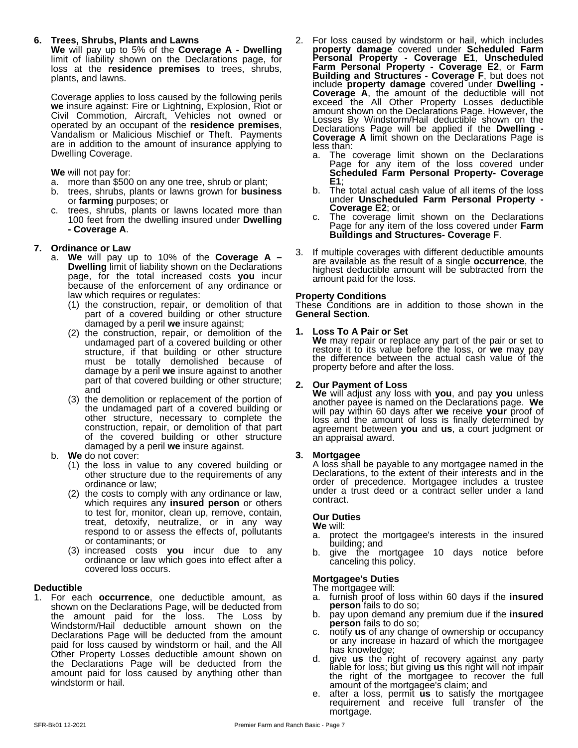**6. Trees, Shrubs, Plants and Lawns**

**We** will pay up to 5% of the **Coverage A - Dwelling** limit of liability shown on the Declarations page, for loss at the **residence premises** to trees, shrubs, plants, and lawns.

Coverage applies to loss caused by the following perils **we** insure against: Fire or Lightning, Explosion, Riot or Civil Commotion, Aircraft, Vehicles not owned or operated by an occupant of the **residence premises**, Vandalism or Malicious Mischief or Theft. Payments are in addition to the amount of insurance applying to Dwelling Coverage.

**We** will not pay for:

a. more than $500 on any one tree, shrub or plant;
b. trees, shrubs, plants or lawns grown for **business** or **farming** purposes; or
c. trees, shrubs, plants or lawns located more than 100 feet from the dwelling insured under **Dwelling - Coverage A**.

**7. Ordinance or Law**

a. **We** will pay up to 10% of the **Coverage A – Dwelling** limit of liability shown on the Declarations page, for the total increased costs **you** incur because of the enforcement of any ordinance or law which requires or regulates:
   (1) the construction, repair, or demolition of that part of a covered building or other structure damaged by a peril **we** insure against;
   (2) the construction, repair, or demolition of the undamaged part of a covered building or other structure, if that building or other structure must be totally demolished because of damage by a peril **we** insure against to another part of that covered building or other structure; and
   (3) the demolition or replacement of the portion of the undamaged part of a covered building or other structure, necessary to complete the construction, repair, or demolition of that part of the covered building or other structure damaged by a peril **we** insure against.
b. **We** do not cover:
   (1) the loss in value to any covered building or other structure due to the requirements of any ordinance or law;
   (2) the costs to comply with any ordinance or law, which requires any **insured person** or others to test for, monitor, clean up, remove, contain, treat, detoxify, neutralize, or in any way respond to or assess the effects of, pollutants or contaminants; or
   (3) increased costs **you** incur due to any ordinance or law which goes into effect after a covered loss occurs.

### Deductible

1. For each **occurrence**, one deductible amount, as shown on the Declarations Page, will be deducted from the amount paid for the loss. The Loss by Windstorm/Hail deductible amount shown on the Declarations Page will be deducted from the amount paid for loss caused by windstorm or hail, and the All Other Property Losses deductible amount shown on the Declarations Page will be deducted from the amount paid for loss caused by anything other than windstorm or hail.
2. For loss caused by windstorm or hail, which includes **property damage** covered under **Scheduled Farm Personal Property - Coverage E1**, **Unscheduled Farm Personal Property - Coverage E2**, or **Farm Building and Structures - Coverage F**, but does not include **property damage** covered under **Dwelling - Coverage A**, the amount of the deductible will not exceed the All Other Property Losses deductible amount shown on the Declarations Page. However, the Losses By Windstorm/Hail deductible shown on the Declarations Page will be applied if the **Dwelling - Coverage A** limit shown on the Declarations Page is less than:
   a. The coverage limit shown on the Declarations Page for any item of the loss covered under **Scheduled Farm Personal Property- Coverage E1**;
   b. The total actual cash value of all items of the loss under **Unscheduled Farm Personal Property - Coverage E2**; or
   c. The coverage limit shown on the Declarations Page for any item of the loss covered under **Farm Buildings and Structures- Coverage F**.
3. If multiple coverages with different deductible amounts are available as the result of a single **occurrence**, the highest deductible amount will be subtracted from the amount paid for the loss.

### Property Conditions

These Conditions are in addition to those shown in the **General Section**.

**1. Loss To A Pair or Set**

**We** may repair or replace any part of the pair or set to restore it to its value before the loss, or **we** may pay the difference between the actual cash value of the property before and after the loss.

**2. Our Payment of Loss**

**We** will adjust any loss with **you**, and pay **you** unless another payee is named on the Declarations page. **We** will pay within 60 days after **we** receive **your** proof of loss and the amount of loss is finally determined by agreement between **you** and **us**, a court judgment or an appraisal award.

**3. Mortgagee**

A loss shall be payable to any mortgagee named in the Declarations, to the extent of their interests and in the order of precedence. Mortgagee includes a trustee under a trust deed or a contract seller under a land contract.

**Our Duties**

**We** will:

a. protect the mortgagee's interests in the insured building; and
b. give the mortgagee 10 days notice before canceling this policy.

**Mortgagee's Duties**

The mortgagee will:

a. furnish proof of loss within 60 days if the **insured person** fails to do so;
b. pay upon demand any premium due if the **insured person** fails to do so;
c. notify **us** of any change of ownership or occupancy or any increase in hazard of which the mortgagee has knowledge;
d. give **us** the right of recovery against any party liable for loss; but giving **us** this right will not impair the right of the mortgagee to recover the full amount of the mortgagee's claim; and
e. after a loss, permit **us** to satisfy the mortgagee requirement and receive full transfer of the mortgage.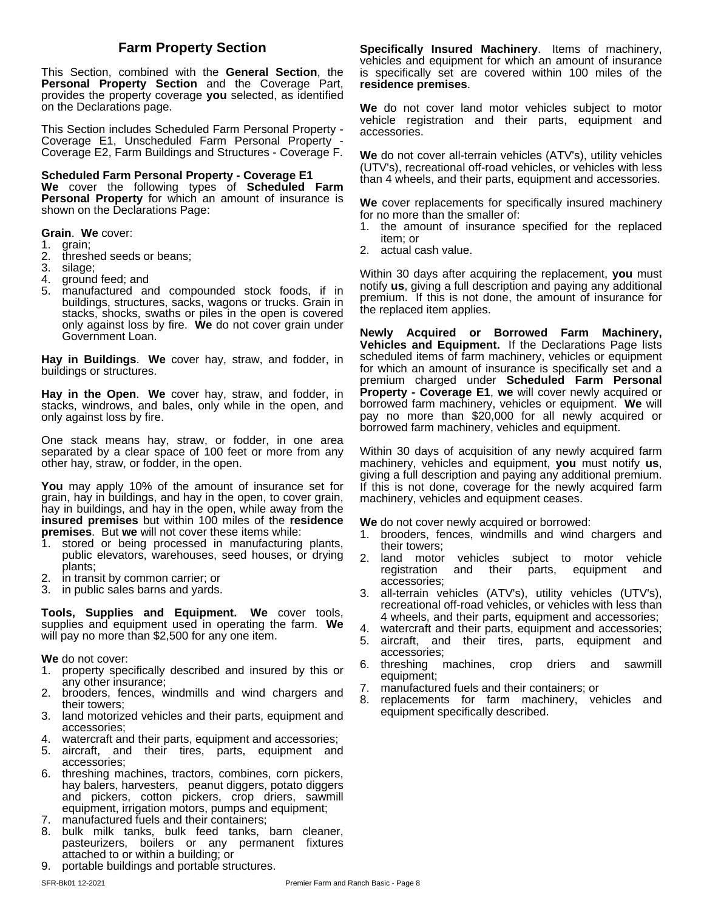## Farm Property Section

This Section, combined with the **General Section**, the **Personal Property Section** and the Coverage Part, provides the property coverage **you** selected, as identified on the Declarations page.

This Section includes Scheduled Farm Personal Property - Coverage E1, Unscheduled Farm Personal Property - Coverage E2, Farm Buildings and Structures - Coverage F.

**Scheduled Farm Personal Property - Coverage E1**
**We** cover the following types of **Scheduled Farm Personal Property** for which an amount of insurance is shown on the Declarations Page:

**Grain**. **We** cover:

1. grain;
2. threshed seeds or beans;
3. silage;
4. ground feed; and
5. manufactured and compounded stock foods, if in buildings, structures, sacks, wagons or trucks. Grain in stacks, shocks, swaths or piles in the open is covered only against loss by fire. **We** do not cover grain under Government Loan.

**Hay in Buildings**. **We** cover hay, straw, and fodder, in buildings or structures.

**Hay in the Open**. **We** cover hay, straw, and fodder, in stacks, windrows, and bales, only while in the open, and only against loss by fire.

One stack means hay, straw, or fodder, in one area separated by a clear space of 100 feet or more from any other hay, straw, or fodder, in the open.

**You** may apply 10% of the amount of insurance set for grain, hay in buildings, and hay in the open, to cover grain, hay in buildings, and hay in the open, while away from the **insured premises** but within 100 miles of the **residence premises**. But **we** will not cover these items while:

1. stored or being processed in manufacturing plants, public elevators, warehouses, seed houses, or drying plants;
2. in transit by common carrier; or
3. in public sales barns and yards.

**Tools, Supplies and Equipment.** **We** cover tools, supplies and equipment used in operating the farm. **We** will pay no more than $2,500 for any one item.

**We** do not cover:

1. property specifically described and insured by this or any other insurance;
2. brooders, fences, windmills and wind chargers and their towers;
3. land motorized vehicles and their parts, equipment and accessories;
4. watercraft and their parts, equipment and accessories;
5. aircraft, and their tires, parts, equipment and accessories;
6. threshing machines, tractors, combines, corn pickers, hay balers, harvesters, peanut diggers, potato diggers and pickers, cotton pickers, crop driers, sawmill equipment, irrigation motors, pumps and equipment;
7. manufactured fuels and their containers;
8. bulk milk tanks, bulk feed tanks, barn cleaner, pasteurizers, boilers or any permanent fixtures attached to or within a building; or
9. portable buildings and portable structures.

**Specifically Insured Machinery**. Items of machinery, vehicles and equipment for which an amount of insurance is specifically set are covered within 100 miles of the **residence premises**.

**We** do not cover land motor vehicles subject to motor vehicle registration and their parts, equipment and accessories.

**We** do not cover all-terrain vehicles (ATV's), utility vehicles (UTV's), recreational off-road vehicles, or vehicles with less than 4 wheels, and their parts, equipment and accessories.

**We** cover replacements for specifically insured machinery for no more than the smaller of:

1. the amount of insurance specified for the replaced item; or
2. actual cash value.

Within 30 days after acquiring the replacement, **you** must notify **us**, giving a full description and paying any additional premium. If this is not done, the amount of insurance for the replaced item applies.

**Newly Acquired or Borrowed Farm Machinery, Vehicles and Equipment.** If the Declarations Page lists scheduled items of farm machinery, vehicles or equipment for which an amount of insurance is specifically set and a premium charged under **Scheduled Farm Personal Property - Coverage E1**, **we** will cover newly acquired or borrowed farm machinery, vehicles or equipment. **We** will pay no more than $20,000 for all newly acquired or borrowed farm machinery, vehicles and equipment.

Within 30 days of acquisition of any newly acquired farm machinery, vehicles and equipment, **you** must notify **us**, giving a full description and paying any additional premium. If this is not done, coverage for the newly acquired farm machinery, vehicles and equipment ceases.

**We** do not cover newly acquired or borrowed:

1. brooders, fences, windmills and wind chargers and their towers;
2. land motor vehicles subject to motor vehicle registration and their parts, equipment and accessories;
3. all-terrain vehicles (ATV's), utility vehicles (UTV's), recreational off-road vehicles, or vehicles with less than 4 wheels, and their parts, equipment and accessories;
4. watercraft and their parts, equipment and accessories;
5. aircraft, and their tires, parts, equipment and accessories;
6. threshing machines, crop driers and sawmill equipment;
7. manufactured fuels and their containers; or
8. replacements for farm machinery, vehicles and equipment specifically described.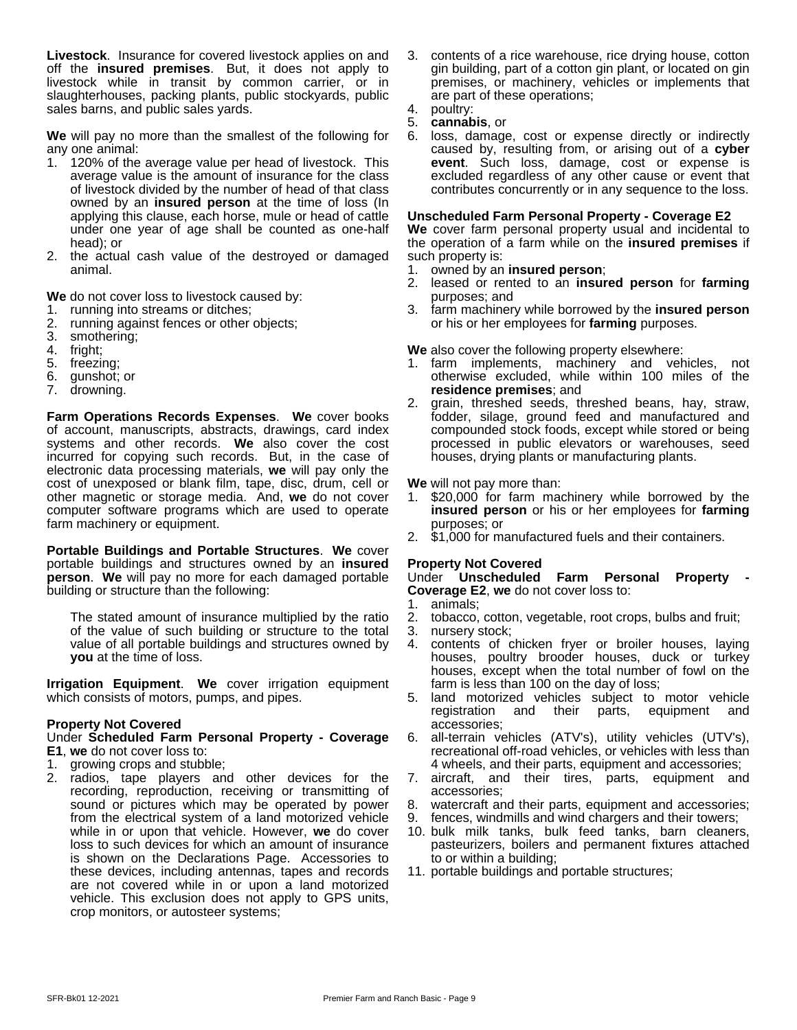**Livestock**. Insurance for covered livestock applies on and off the **insured premises**. But, it does not apply to livestock while in transit by common carrier, or in slaughterhouses, packing plants, public stockyards, public sales barns, and public sales yards.

**We** will pay no more than the smallest of the following for any one animal:

1. 120% of the average value per head of livestock. This average value is the amount of insurance for the class of livestock divided by the number of head of that class owned by an **insured person** at the time of loss (In applying this clause, each horse, mule or head of cattle under one year of age shall be counted as one-half head); or
2. the actual cash value of the destroyed or damaged animal.

**We** do not cover loss to livestock caused by:

1. running into streams or ditches;
2. running against fences or other objects;
3. smothering;
4. fright;
5. freezing;
6. gunshot; or
7. drowning.

**Farm Operations Records Expenses**. **We** cover books of account, manuscripts, abstracts, drawings, card index systems and other records. **We** also cover the cost incurred for copying such records. But, in the case of electronic data processing materials, **we** will pay only the cost of unexposed or blank film, tape, disc, drum, cell or other magnetic or storage media. And, **we** do not cover computer software programs which are used to operate farm machinery or equipment.

**Portable Buildings and Portable Structures**. **We** cover portable buildings and structures owned by an **insured person**. **We** will pay no more for each damaged portable building or structure than the following:

> The stated amount of insurance multiplied by the ratio of the value of such building or structure to the total value of all portable buildings and structures owned by **you** at the time of loss.

**Irrigation Equipment**. **We** cover irrigation equipment which consists of motors, pumps, and pipes.

**Property Not Covered**
Under **Scheduled Farm Personal Property - Coverage E1**, **we** do not cover loss to:

1. growing crops and stubble;
2. radios, tape players and other devices for the recording, reproduction, receiving or transmitting of sound or pictures which may be operated by power from the electrical system of a land motorized vehicle while in or upon that vehicle. However, **we** do cover loss to such devices for which an amount of insurance is shown on the Declarations Page. Accessories to these devices, including antennas, tapes and records are not covered while in or upon a land motorized vehicle. This exclusion does not apply to GPS units, crop monitors, or autosteer systems;
3. contents of a rice warehouse, rice drying house, cotton gin building, part of a cotton gin plant, or located on gin premises, or machinery, vehicles or implements that are part of these operations;
4. poultry:
5. **cannabis**, or
6. loss, damage, cost or expense directly or indirectly caused by, resulting from, or arising out of a **cyber event**. Such loss, damage, cost or expense is excluded regardless of any other cause or event that contributes concurrently or in any sequence to the loss.

**Unscheduled Farm Personal Property - Coverage E2**
**We** cover farm personal property usual and incidental to the operation of a farm while on the **insured premises** if such property is:

1. owned by an **insured person**;
2. leased or rented to an **insured person** for **farming** purposes; and
3. farm machinery while borrowed by the **insured person** or his or her employees for **farming** purposes.

**We** also cover the following property elsewhere:

1. farm implements, machinery and vehicles, not otherwise excluded, while within 100 miles of the **residence premises**; and
2. grain, threshed seeds, threshed beans, hay, straw, fodder, silage, ground feed and manufactured and compounded stock foods, except while stored or being processed in public elevators or warehouses, seed houses, drying plants or manufacturing plants.

**We** will not pay more than:

1. $20,000 for farm machinery while borrowed by the **insured person** or his or her employees for **farming** purposes; or
2. $1,000 for manufactured fuels and their containers.

**Property Not Covered**
Under **Unscheduled Farm Personal Property - Coverage E2**, **we** do not cover loss to:

1. animals;
2. tobacco, cotton, vegetable, root crops, bulbs and fruit;
3. nursery stock;
4. contents of chicken fryer or broiler houses, laying houses, poultry brooder houses, duck or turkey houses, except when the total number of fowl on the farm is less than 100 on the day of loss;
5. land motorized vehicles subject to motor vehicle registration and their parts, equipment and accessories;
6. all-terrain vehicles (ATV's), utility vehicles (UTV's), recreational off-road vehicles, or vehicles with less than 4 wheels, and their parts, equipment and accessories;
7. aircraft, and their tires, parts, equipment and accessories;
8. watercraft and their parts, equipment and accessories;
9. fences, windmills and wind chargers and their towers;
10. bulk milk tanks, bulk feed tanks, barn cleaners, pasteurizers, boilers and permanent fixtures attached to or within a building;
11. portable buildings and portable structures;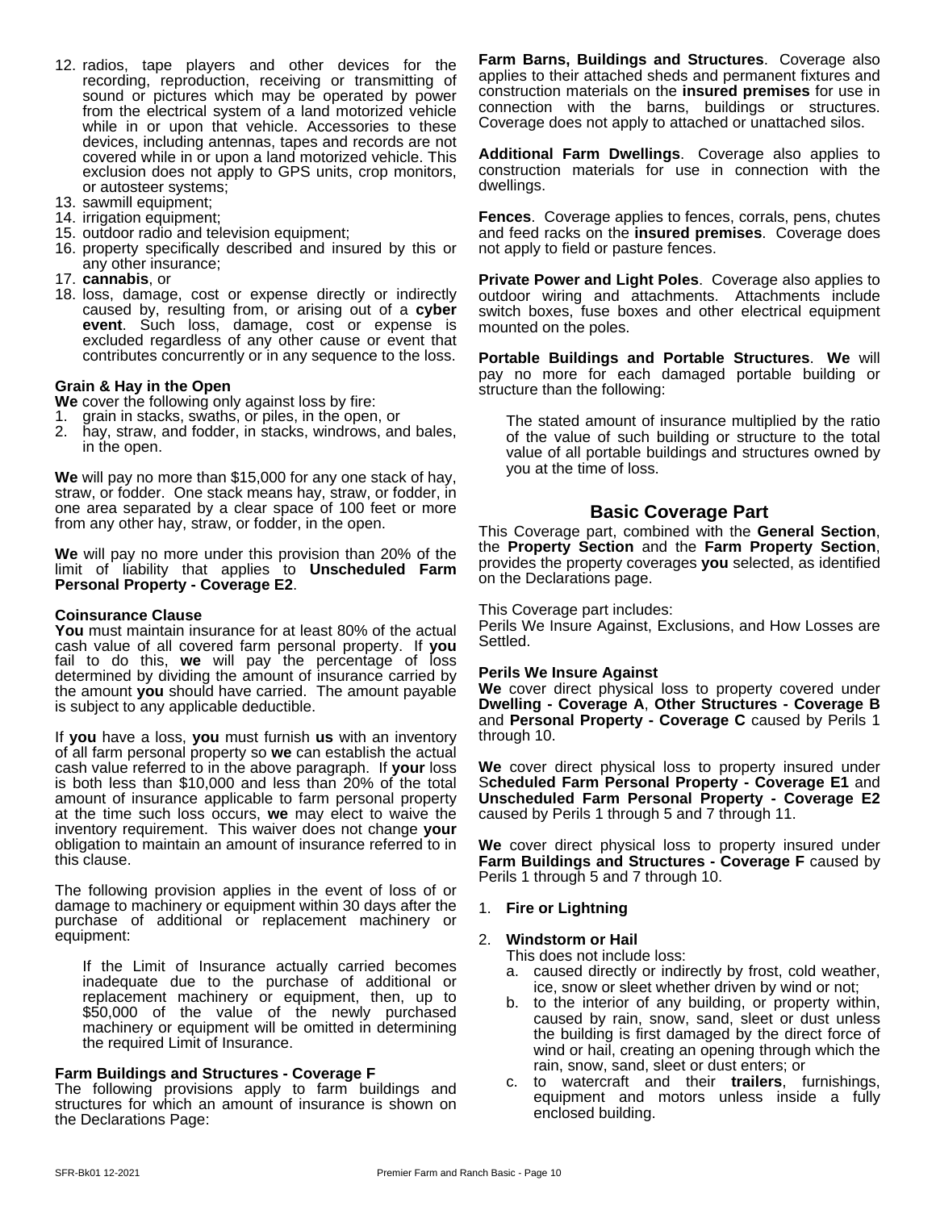12. radios, tape players and other devices for the recording, reproduction, receiving or transmitting of sound or pictures which may be operated by power from the electrical system of a land motorized vehicle while in or upon that vehicle. Accessories to these devices, including antennas, tapes and records are not covered while in or upon a land motorized vehicle. This exclusion does not apply to GPS units, crop monitors, or autosteer systems;
13. sawmill equipment;
14. irrigation equipment;
15. outdoor radio and television equipment;
16. property specifically described and insured by this or any other insurance;
17. **cannabis**, or
18. loss, damage, cost or expense directly or indirectly caused by, resulting from, or arising out of a **cyber event**. Such loss, damage, cost or expense is excluded regardless of any other cause or event that contributes concurrently or in any sequence to the loss.

**Grain & Hay in the Open**

**We** cover the following only against loss by fire:

1. grain in stacks, swaths, or piles, in the open, or
2. hay, straw, and fodder, in stacks, windrows, and bales, in the open.

**We** will pay no more than $15,000 for any one stack of hay, straw, or fodder. One stack means hay, straw, or fodder, in one area separated by a clear space of 100 feet or more from any other hay, straw, or fodder, in the open.

**We** will pay no more under this provision than 20% of the limit of liability that applies to **Unscheduled Farm Personal Property - Coverage E2**.

**Coinsurance Clause**

**You** must maintain insurance for at least 80% of the actual cash value of all covered farm personal property. If **you** fail to do this, **we** will pay the percentage of loss determined by dividing the amount of insurance carried by the amount **you** should have carried. The amount payable is subject to any applicable deductible.

If **you** have a loss, **you** must furnish **us** with an inventory of all farm personal property so **we** can establish the actual cash value referred to in the above paragraph. If **your** loss is both less than $10,000 and less than 20% of the total amount of insurance applicable to farm personal property at the time such loss occurs, **we** may elect to waive the inventory requirement. This waiver does not change **your** obligation to maintain an amount of insurance referred to in this clause.

The following provision applies in the event of loss of or damage to machinery or equipment within 30 days after the purchase of additional or replacement machinery or equipment:

> If the Limit of Insurance actually carried becomes inadequate due to the purchase of additional or replacement machinery or equipment, then, up to $50,000 of the value of the newly purchased machinery or equipment will be omitted in determining the required Limit of Insurance.

**Farm Buildings and Structures - Coverage F**

The following provisions apply to farm buildings and structures for which an amount of insurance is shown on the Declarations Page:

**Farm Barns, Buildings and Structures**. Coverage also applies to their attached sheds and permanent fixtures and construction materials on the **insured premises** for use in connection with the barns, buildings or structures. Coverage does not apply to attached or unattached silos.

**Additional Farm Dwellings**. Coverage also applies to construction materials for use in connection with the dwellings.

**Fences**. Coverage applies to fences, corrals, pens, chutes and feed racks on the **insured premises**. Coverage does not apply to field or pasture fences.

**Private Power and Light Poles**. Coverage also applies to outdoor wiring and attachments. Attachments include switch boxes, fuse boxes and other electrical equipment mounted on the poles.

**Portable Buildings and Portable Structures**. **We** will pay no more for each damaged portable building or structure than the following:

> The stated amount of insurance multiplied by the ratio of the value of such building or structure to the total value of all portable buildings and structures owned by you at the time of loss.

## Basic Coverage Part

This Coverage part, combined with the **General Section**, the **Property Section** and the **Farm Property Section**, provides the property coverages **you** selected, as identified on the Declarations page.

This Coverage part includes:
Perils We Insure Against, Exclusions, and How Losses are Settled.

**Perils We Insure Against**

**We** cover direct physical loss to property covered under **Dwelling - Coverage A**, **Other Structures - Coverage B** and **Personal Property - Coverage C** caused by Perils 1 through 10.

**We** cover direct physical loss to property insured under **Scheduled Farm Personal Property - Coverage E1** and **Unscheduled Farm Personal Property - Coverage E2** caused by Perils 1 through 5 and 7 through 11.

**We** cover direct physical loss to property insured under **Farm Buildings and Structures - Coverage F** caused by Perils 1 through 5 and 7 through 10.

1. **Fire or Lightning**

2. **Windstorm or Hail**

   This does not include loss:

   a. caused directly or indirectly by frost, cold weather, ice, snow or sleet whether driven by wind or not;
   b. to the interior of any building, or property within, caused by rain, snow, sand, sleet or dust unless the building is first damaged by the direct force of wind or hail, creating an opening through which the rain, snow, sand, sleet or dust enters; or
   c. to watercraft and their **trailers**, furnishings, equipment and motors unless inside a fully enclosed building.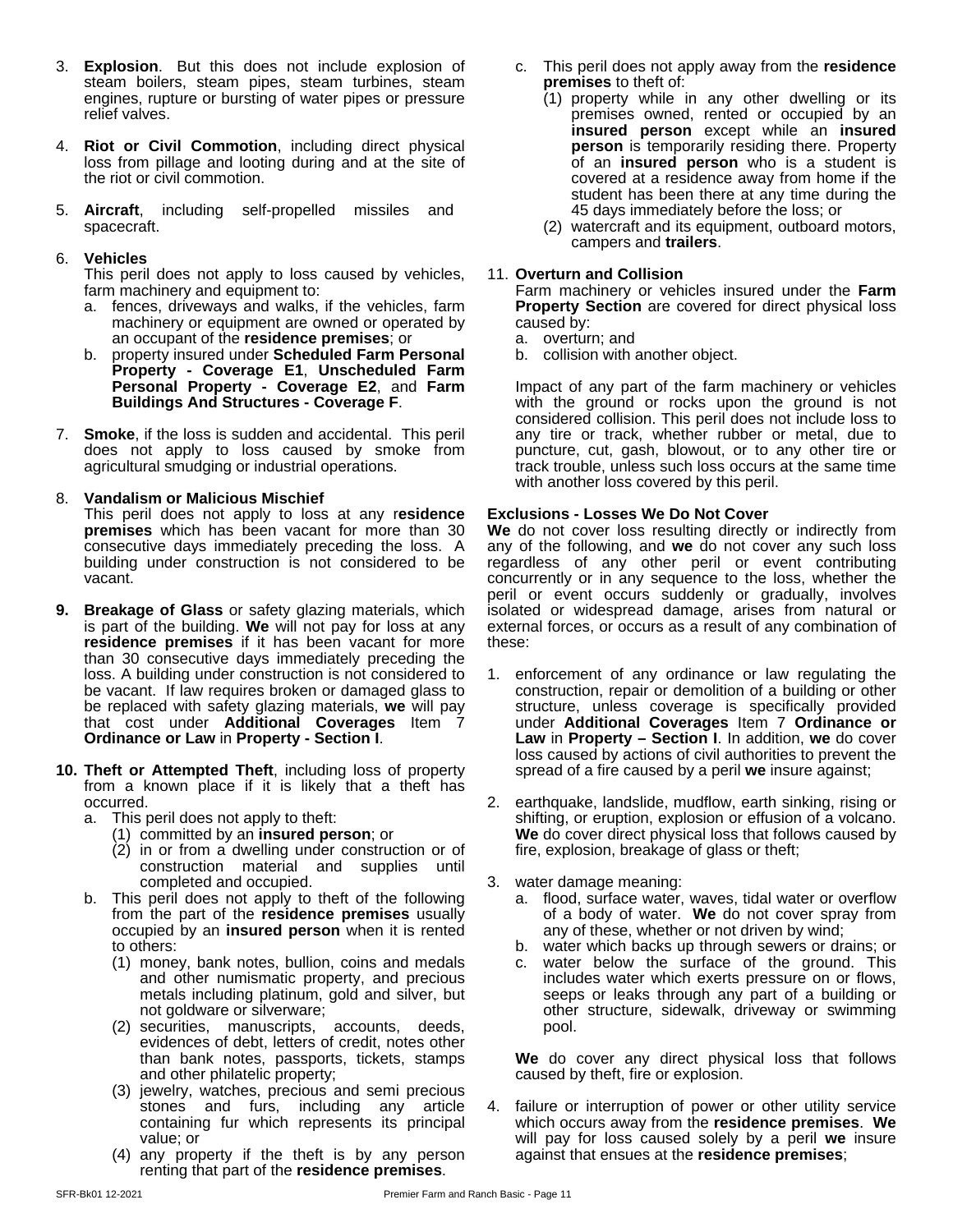3. **Explosion**. But this does not include explosion of steam boilers, steam pipes, steam turbines, steam engines, rupture or bursting of water pipes or pressure relief valves.

4. **Riot or Civil Commotion**, including direct physical loss from pillage and looting during and at the site of the riot or civil commotion.

5. **Aircraft**, including self-propelled missiles and spacecraft.

6. **Vehicles**
   This peril does not apply to loss caused by vehicles, farm machinery and equipment to:
   a. fences, driveways and walks, if the vehicles, farm machinery or equipment are owned or operated by an occupant of the **residence premises**; or
   b. property insured under **Scheduled Farm Personal Property - Coverage E1**, **Unscheduled Farm Personal Property - Coverage E2**, and **Farm Buildings And Structures - Coverage F**.

7. **Smoke**, if the loss is sudden and accidental. This peril does not apply to loss caused by smoke from agricultural smudging or industrial operations.

8. **Vandalism or Malicious Mischief**
   This peril does not apply to loss at any r**esidence premises** which has been vacant for more than 30 consecutive days immediately preceding the loss. A building under construction is not considered to be vacant.

9. **Breakage of Glass** or safety glazing materials, which is part of the building. **We** will not pay for loss at any **residence premises** if it has been vacant for more than 30 consecutive days immediately preceding the loss. A building under construction is not considered to be vacant. If law requires broken or damaged glass to be replaced with safety glazing materials, **we** will pay that cost under **Additional Coverages** Item 7 **Ordinance or Law** in **Property - Section I**.

10. **Theft or Attempted Theft**, including loss of property from a known place if it is likely that a theft has occurred.
    a. This peril does not apply to theft:
       (1) committed by an **insured person**; or
       (2) in or from a dwelling under construction or of construction material and supplies until completed and occupied.
    b. This peril does not apply to theft of the following from the part of the **residence premises** usually occupied by an **insured person** when it is rented to others:
       (1) money, bank notes, bullion, coins and medals and other numismatic property, and precious metals including platinum, gold and silver, but not goldware or silverware;
       (2) securities, manuscripts, accounts, deeds, evidences of debt, letters of credit, notes other than bank notes, passports, tickets, stamps and other philatelic property;
       (3) jewelry, watches, precious and semi precious stones and furs, including any article containing fur which represents its principal value; or
       (4) any property if the theft is by any person renting that part of the **residence premises**.
    c. This peril does not apply away from the **residence premises** to theft of:
       (1) property while in any other dwelling or its premises owned, rented or occupied by an **insured person** except while an **insured person** is temporarily residing there. Property of an **insured person** who is a student is covered at a residence away from home if the student has been there at any time during the 45 days immediately before the loss; or
       (2) watercraft and its equipment, outboard motors, campers and **trailers**.

11. **Overturn and Collision**
    Farm machinery or vehicles insured under the **Farm Property Section** are covered for direct physical loss caused by:
    a. overturn; and
    b. collision with another object.

    Impact of any part of the farm machinery or vehicles with the ground or rocks upon the ground is not considered collision. This peril does not include loss to any tire or track, whether rubber or metal, due to puncture, cut, gash, blowout, or to any other tire or track trouble, unless such loss occurs at the same time with another loss covered by this peril.

**Exclusions - Losses We Do Not Cover**

**We** do not cover loss resulting directly or indirectly from any of the following, and **we** do not cover any such loss regardless of any other peril or event contributing concurrently or in any sequence to the loss, whether the peril or event occurs suddenly or gradually, involves isolated or widespread damage, arises from natural or external forces, or occurs as a result of any combination of these:

1. enforcement of any ordinance or law regulating the construction, repair or demolition of a building or other structure, unless coverage is specifically provided under **Additional Coverages** Item 7 **Ordinance or Law** in **Property – Section I**. In addition, **we** do cover loss caused by actions of civil authorities to prevent the spread of a fire caused by a peril **we** insure against;

2. earthquake, landslide, mudflow, earth sinking, rising or shifting, or eruption, explosion or effusion of a volcano. **We** do cover direct physical loss that follows caused by fire, explosion, breakage of glass or theft;

3. water damage meaning:
   a. flood, surface water, waves, tidal water or overflow of a body of water. **We** do not cover spray from any of these, whether or not driven by wind;
   b. water which backs up through sewers or drains; or
   c. water below the surface of the ground. This includes water which exerts pressure on or flows, seeps or leaks through any part of a building or other structure, sidewalk, driveway or swimming pool.

   **We** do cover any direct physical loss that follows caused by theft, fire or explosion.

4. failure or interruption of power or other utility service which occurs away from the **residence premises**. **We** will pay for loss caused solely by a peril **we** insure against that ensues at the **residence premises**;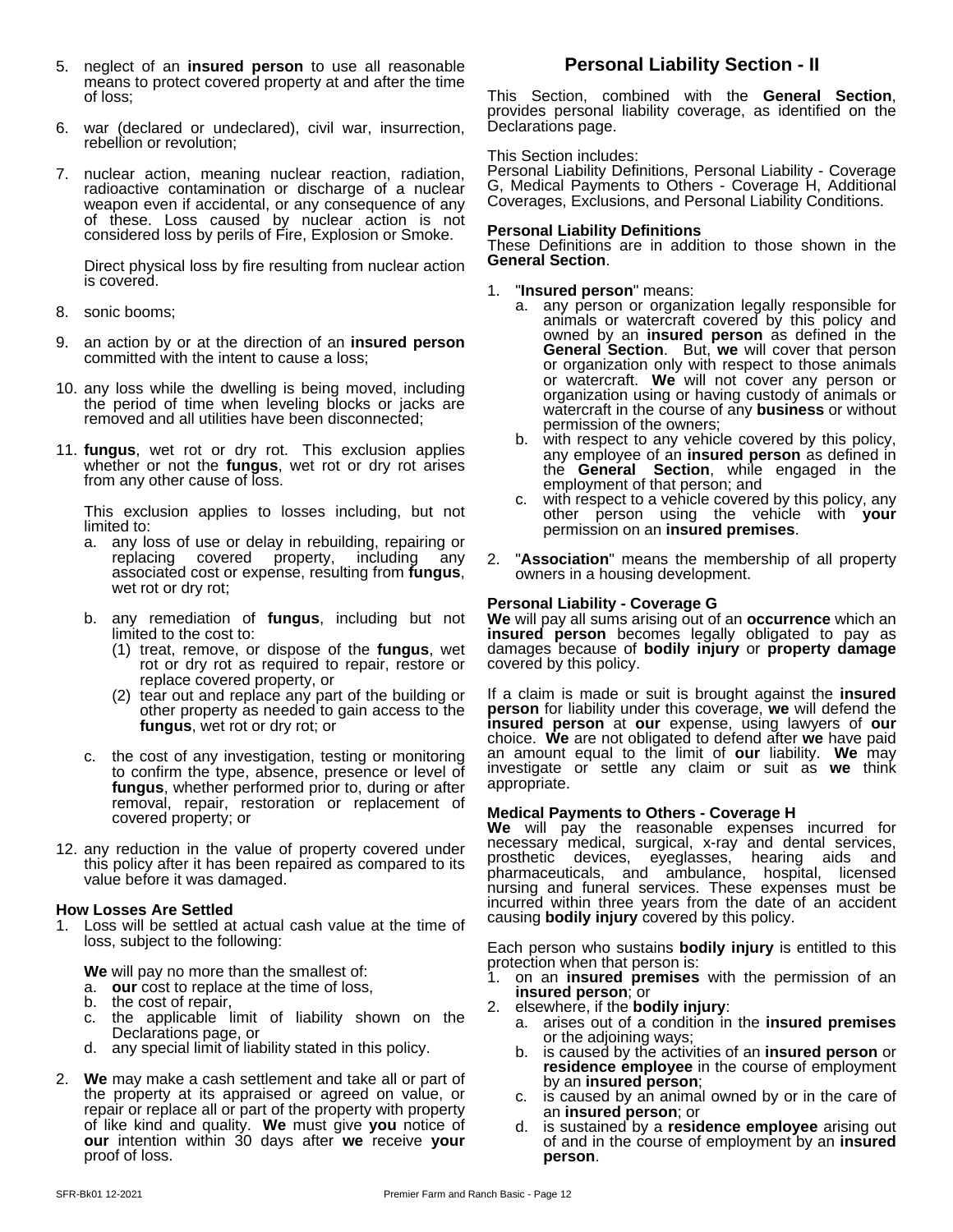5. neglect of an **insured person** to use all reasonable means to protect covered property at and after the time of loss;

6. war (declared or undeclared), civil war, insurrection, rebellion or revolution;

7. nuclear action, meaning nuclear reaction, radiation, radioactive contamination or discharge of a nuclear weapon even if accidental, or any consequence of any of these. Loss caused by nuclear action is not considered loss by perils of Fire, Explosion or Smoke.

   Direct physical loss by fire resulting from nuclear action is covered.

8. sonic booms;

9. an action by or at the direction of an **insured person** committed with the intent to cause a loss;

10. any loss while the dwelling is being moved, including the period of time when leveling blocks or jacks are removed and all utilities have been disconnected;

11. **fungus**, wet rot or dry rot. This exclusion applies whether or not the **fungus**, wet rot or dry rot arises from any other cause of loss.

    This exclusion applies to losses including, but not limited to:
    a. any loss of use or delay in rebuilding, repairing or replacing covered property, including any associated cost or expense, resulting from **fungus**, wet rot or dry rot;

    b. any remediation of **fungus**, including but not limited to the cost to:
       (1) treat, remove, or dispose of the **fungus**, wet rot or dry rot as required to repair, restore or replace covered property, or
       (2) tear out and replace any part of the building or other property as needed to gain access to the **fungus**, wet rot or dry rot; or

    c. the cost of any investigation, testing or monitoring to confirm the type, absence, presence or level of **fungus**, whether performed prior to, during or after removal, repair, restoration or replacement of covered property; or

12. any reduction in the value of property covered under this policy after it has been repaired as compared to its value before it was damaged.

**How Losses Are Settled**

1. Loss will be settled at actual cash value at the time of loss, subject to the following:

   **We** will pay no more than the smallest of:
   a. **our** cost to replace at the time of loss,
   b. the cost of repair,
   c. the applicable limit of liability shown on the Declarations page, or
   d. any special limit of liability stated in this policy.

2. **We** may make a cash settlement and take all or part of the property at its appraised or agreed on value, or repair or replace all or part of the property with property of like kind and quality. **We** must give **you** notice of **our** intention within 30 days after **we** receive **your** proof of loss.

## Personal Liability Section - II

This Section, combined with the **General Section**, provides personal liability coverage, as identified on the Declarations page.

This Section includes:
Personal Liability Definitions, Personal Liability - Coverage G, Medical Payments to Others - Coverage H, Additional Coverages, Exclusions, and Personal Liability Conditions.

**Personal Liability Definitions**
These Definitions are in addition to those shown in the **General Section**.

1. "**Insured person**" means:
   a. any person or organization legally responsible for animals or watercraft covered by this policy and owned by an **insured person** as defined in the **General Section**. But, **we** will cover that person or organization only with respect to those animals or watercraft. **We** will not cover any person or organization using or having custody of animals or watercraft in the course of any **business** or without permission of the owners;
   b. with respect to any vehicle covered by this policy, any employee of an **insured person** as defined in the **General Section**, while engaged in the employment of that person; and
   c. with respect to a vehicle covered by this policy, any other person using the vehicle with **your** permission on an **insured premises**.

2. "**Association**" means the membership of all property owners in a housing development.

**Personal Liability - Coverage G**
**We** will pay all sums arising out of an **occurrence** which an **insured person** becomes legally obligated to pay as damages because of **bodily injury** or **property damage** covered by this policy.

If a claim is made or suit is brought against the **insured person** for liability under this coverage, **we** will defend the **insured person** at **our** expense, using lawyers of **our** choice. **We** are not obligated to defend after **we** have paid an amount equal to the limit of **our** liability. **We** may investigate or settle any claim or suit as **we** think appropriate.

**Medical Payments to Others - Coverage H**
**We** will pay the reasonable expenses incurred for necessary medical, surgical, x-ray and dental services, prosthetic devices, eyeglasses, hearing aids and pharmaceuticals, and ambulance, hospital, licensed nursing and funeral services. These expenses must be incurred within three years from the date of an accident causing **bodily injury** covered by this policy.

Each person who sustains **bodily injury** is entitled to this protection when that person is:
1. on an **insured premises** with the permission of an **insured person**; or
2. elsewhere, if the **bodily injury**:
   a. arises out of a condition in the **insured premises** or the adjoining ways;
   b. is caused by the activities of an **insured person** or **residence employee** in the course of employment by an **insured person**;
   c. is caused by an animal owned by or in the care of an **insured person**; or
   d. is sustained by a **residence employee** arising out of and in the course of employment by an **insured person**.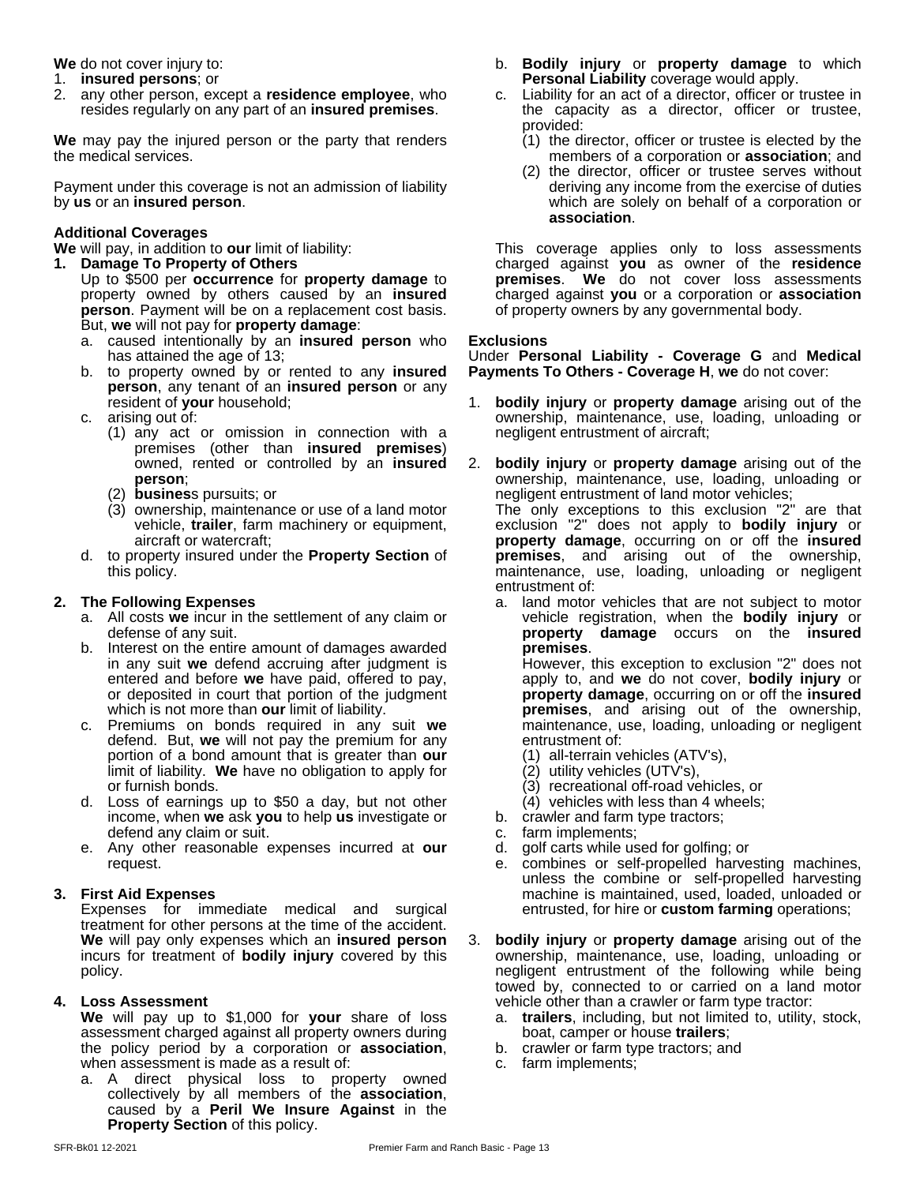**We** do not cover injury to:

1. **insured persons**; or
2. any other person, except a **residence employee**, who resides regularly on any part of an **insured premises**.

**We** may pay the injured person or the party that renders the medical services.

Payment under this coverage is not an admission of liability by **us** or an **insured person**.

**Additional Coverages**

**We** will pay, in addition to **our** limit of liability:

**1. Damage To Property of Others**

Up to $500 per **occurrence** for **property damage** to property owned by others caused by an **insured person**. Payment will be on a replacement cost basis. But, **we** will not pay for **property damage**:

   a. caused intentionally by an **insured person** who has attained the age of 13;
   b. to property owned by or rented to any **insured person**, any tenant of an **insured person** or any resident of **your** household;
   c. arising out of:
      (1) any act or omission in connection with a premises (other than **insured premises**) owned, rented or controlled by an **insured person**;
      (2) **busines**s pursuits; or
      (3) ownership, maintenance or use of a land motor vehicle, **trailer**, farm machinery or equipment, aircraft or watercraft;
   d. to property insured under the **Property Section** of this policy.

**2. The Following Expenses**

   a. All costs **we** incur in the settlement of any claim or defense of any suit.
   b. Interest on the entire amount of damages awarded in any suit **we** defend accruing after judgment is entered and before **we** have paid, offered to pay, or deposited in court that portion of the judgment which is not more than **our** limit of liability.
   c. Premiums on bonds required in any suit **we** defend. But, **we** will not pay the premium for any portion of a bond amount that is greater than **our** limit of liability. **We** have no obligation to apply for or furnish bonds.
   d. Loss of earnings up to $50 a day, but not other income, when **we** ask **you** to help **us** investigate or defend any claim or suit.
   e. Any other reasonable expenses incurred at **our** request.

**3. First Aid Expenses**

Expenses for immediate medical and surgical treatment for other persons at the time of the accident. **We** will pay only expenses which an **insured person** incurs for treatment of **bodily injury** covered by this policy.

**4. Loss Assessment**

**We** will pay up to $1,000 for **your** share of loss assessment charged against all property owners during the policy period by a corporation or **association**, when assessment is made as a result of:

   a. A direct physical loss to property owned collectively by all members of the **association**, caused by a **Peril We Insure Against** in the **Property Section** of this policy.
   b. **Bodily injury** or **property damage** to which **Personal Liability** coverage would apply.
   c. Liability for an act of a director, officer or trustee in the capacity as a director, officer or trustee, provided:
      (1) the director, officer or trustee is elected by the members of a corporation or **association**; and
      (2) the director, officer or trustee serves without deriving any income from the exercise of duties which are solely on behalf of a corporation or **association**.

This coverage applies only to loss assessments charged against **you** as owner of the **residence premises**. **We** do not cover loss assessments charged against **you** or a corporation or **association** of property owners by any governmental body.

**Exclusions**

Under **Personal Liability - Coverage G** and **Medical Payments To Others - Coverage H**, **we** do not cover:

1. **bodily injury** or **property damage** arising out of the ownership, maintenance, use, loading, unloading or negligent entrustment of aircraft;

2. **bodily injury** or **property damage** arising out of the ownership, maintenance, use, loading, unloading or negligent entrustment of land motor vehicles;
   The only exceptions to this exclusion "2" are that exclusion "2" does not apply to **bodily injury** or **property damage**, occurring on or off the **insured premises**, and arising out of the ownership, maintenance, use, loading, unloading or negligent entrustment of:
   a. land motor vehicles that are not subject to motor vehicle registration, when the **bodily injury** or **property damage** occurs on the **insured premises**.
      However, this exception to exclusion "2" does not apply to, and **we** do not cover, **bodily injury** or **property damage**, occurring on or off the **insured premises**, and arising out of the ownership, maintenance, use, loading, unloading or negligent entrustment of:
      (1) all-terrain vehicles (ATV's),
      (2) utility vehicles (UTV's),
      (3) recreational off-road vehicles, or
      (4) vehicles with less than 4 wheels;
   b. crawler and farm type tractors;
   c. farm implements;
   d. golf carts while used for golfing; or
   e. combines or self-propelled harvesting machines, unless the combine or self-propelled harvesting machine is maintained, used, loaded, unloaded or entrusted, for hire or **custom farming** operations;

3. **bodily injury** or **property damage** arising out of the ownership, maintenance, use, loading, unloading or negligent entrustment of the following while being towed by, connected to or carried on a land motor vehicle other than a crawler or farm type tractor:
   a. **trailers**, including, but not limited to, utility, stock, boat, camper or house **trailers**;
   b. crawler or farm type tractors; and
   c. farm implements;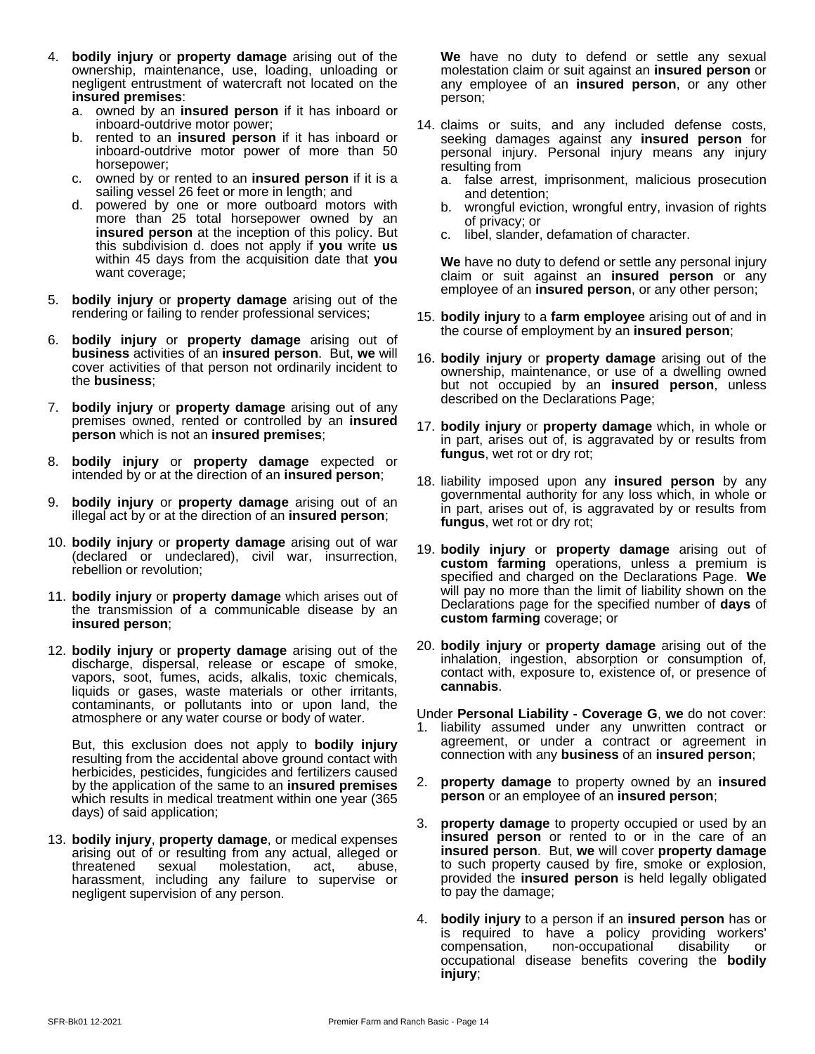4. **bodily injury** or **property damage** arising out of the ownership, maintenance, use, loading, unloading or negligent entrustment of watercraft not located on the **insured premises**:
   a. owned by an **insured person** if it has inboard or inboard-outdrive motor power;
   b. rented to an **insured person** if it has inboard or inboard-outdrive motor power of more than 50 horsepower;
   c. owned by or rented to an **insured person** if it is a sailing vessel 26 feet or more in length; and
   d. powered by one or more outboard motors with more than 25 total horsepower owned by an **insured person** at the inception of this policy. But this subdivision d. does not apply if **you** write **us** within 45 days from the acquisition date that **you** want coverage;

5. **bodily injury** or **property damage** arising out of the rendering or failing to render professional services;

6. **bodily injury** or **property damage** arising out of **business** activities of an **insured person**. But, **we** will cover activities of that person not ordinarily incident to the **business**;

7. **bodily injury** or **property damage** arising out of any premises owned, rented or controlled by an **insured person** which is not an **insured premises**;

8. **bodily injury** or **property damage** expected or intended by or at the direction of an **insured person**;

9. **bodily injury** or **property damage** arising out of an illegal act by or at the direction of an **insured person**;

10. **bodily injury** or **property damage** arising out of war (declared or undeclared), civil war, insurrection, rebellion or revolution;

11. **bodily injury** or **property damage** which arises out of the transmission of a communicable disease by an **insured person**;

12. **bodily injury** or **property damage** arising out of the discharge, dispersal, release or escape of smoke, vapors, soot, fumes, acids, alkalis, toxic chemicals, liquids or gases, waste materials or other irritants, contaminants, or pollutants into or upon land, the atmosphere or any water course or body of water.

    But, this exclusion does not apply to **bodily injury** resulting from the accidental above ground contact with herbicides, pesticides, fungicides and fertilizers caused by the application of the same to an **insured premises** which results in medical treatment within one year (365 days) of said application;

13. **bodily injury**, **property damage**, or medical expenses arising out of or resulting from any actual, alleged or threatened sexual molestation, act, abuse, harassment, including any failure to supervise or negligent supervision of any person.

    **We** have no duty to defend or settle any sexual molestation claim or suit against an **insured person** or any employee of an **insured person**, or any other person;

14. claims or suits, and any included defense costs, seeking damages against any **insured person** for personal injury. Personal injury means any injury resulting from
    a. false arrest, imprisonment, malicious prosecution and detention;
    b. wrongful eviction, wrongful entry, invasion of rights of privacy; or
    c. libel, slander, defamation of character.

    **We** have no duty to defend or settle any personal injury claim or suit against an **insured person** or any employee of an **insured person**, or any other person;

15. **bodily injury** to a **farm employee** arising out of and in the course of employment by an **insured person**;

16. **bodily injury** or **property damage** arising out of the ownership, maintenance, or use of a dwelling owned but not occupied by an **insured person**, unless described on the Declarations Page;

17. **bodily injury** or **property damage** which, in whole or in part, arises out of, is aggravated by or results from **fungus**, wet rot or dry rot;

18. liability imposed upon any **insured person** by any governmental authority for any loss which, in whole or in part, arises out of, is aggravated by or results from **fungus**, wet rot or dry rot;

19. **bodily injury** or **property damage** arising out of **custom farming** operations, unless a premium is specified and charged on the Declarations Page. **We** will pay no more than the limit of liability shown on the Declarations page for the specified number of **days** of **custom farming** coverage; or

20. **bodily injury** or **property damage** arising out of the inhalation, ingestion, absorption or consumption of, contact with, exposure to, existence of, or presence of **cannabis**.

Under **Personal Liability - Coverage G**, **we** do not cover:

1. liability assumed under any unwritten contract or agreement, or under a contract or agreement in connection with any **business** of an **insured person**;

2. **property damage** to property owned by an **insured person** or an employee of an **insured person**;

3. **property damage** to property occupied or used by an **insured person** or rented to or in the care of an **insured person**. But, **we** will cover **property damage** to such property caused by fire, smoke or explosion, provided the **insured person** is held legally obligated to pay the damage;

4. **bodily injury** to a person if an **insured person** has or is required to have a policy providing workers' compensation, non-occupational disability or occupational disease benefits covering the **bodily injury**;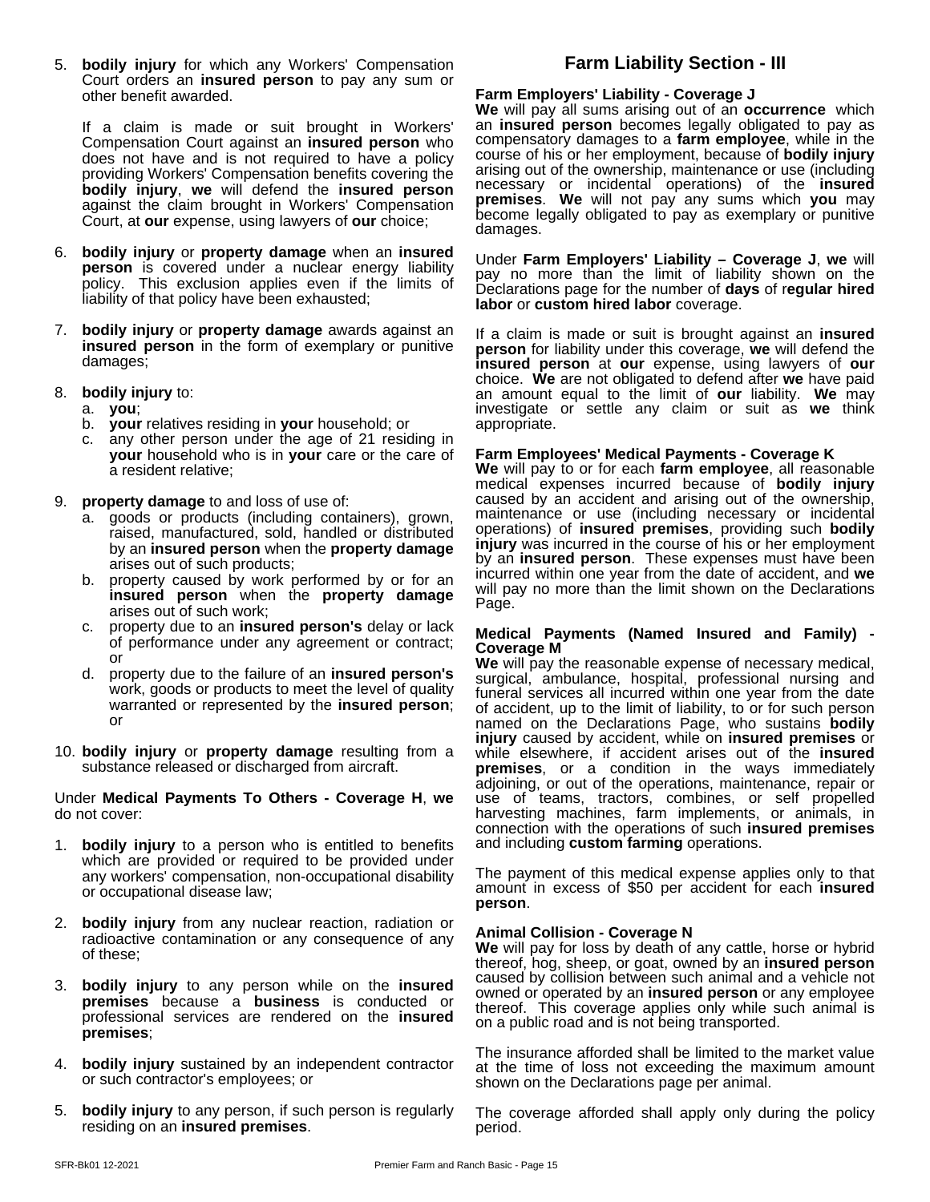5. **bodily injury** for which any Workers' Compensation Court orders an **insured person** to pay any sum or other benefit awarded.

   If a claim is made or suit brought in Workers' Compensation Court against an **insured person** who does not have and is not required to have a policy providing Workers' Compensation benefits covering the **bodily injury**, **we** will defend the **insured person** against the claim brought in Workers' Compensation Court, at **our** expense, using lawyers of **our** choice;

6. **bodily injury** or **property damage** when an **insured person** is covered under a nuclear energy liability policy. This exclusion applies even if the limits of liability of that policy have been exhausted;

7. **bodily injury** or **property damage** awards against an **insured person** in the form of exemplary or punitive damages;

8. **bodily injury** to:
   a. **you**;
   b. **your** relatives residing in **your** household; or
   c. any other person under the age of 21 residing in **your** household who is in **your** care or the care of a resident relative;

9. **property damage** to and loss of use of:
   a. goods or products (including containers), grown, raised, manufactured, sold, handled or distributed by an **insured person** when the **property damage** arises out of such products;
   b. property caused by work performed by or for an **insured person** when the **property damage** arises out of such work;
   c. property due to an **insured person's** delay or lack of performance under any agreement or contract; or
   d. property due to the failure of an **insured person's** work, goods or products to meet the level of quality warranted or represented by the **insured person**; or

10. **bodily injury** or **property damage** resulting from a substance released or discharged from aircraft.

Under **Medical Payments To Others - Coverage H**, **we** do not cover:

1. **bodily injury** to a person who is entitled to benefits which are provided or required to be provided under any workers' compensation, non-occupational disability or occupational disease law;

2. **bodily injury** from any nuclear reaction, radiation or radioactive contamination or any consequence of any of these;

3. **bodily injury** to any person while on the **insured premises** because a **business** is conducted or professional services are rendered on the **insured premises**;

4. **bodily injury** sustained by an independent contractor or such contractor's employees; or

5. **bodily injury** to any person, if such person is regularly residing on an **insured premises**.

## Farm Liability Section - III

**Farm Employers' Liability - Coverage J**

**We** will pay all sums arising out of an **occurrence** which an **insured person** becomes legally obligated to pay as compensatory damages to a **farm employee**, while in the course of his or her employment, because of **bodily injury** arising out of the ownership, maintenance or use (including necessary or incidental operations) of the **insured premises**. **We** will not pay any sums which **you** may become legally obligated to pay as exemplary or punitive damages.

Under **Farm Employers' Liability – Coverage J**, **we** will pay no more than the limit of liability shown on the Declarations page for the number of **days** of **regular hired labor** or **custom hired labor** coverage.

If a claim is made or suit is brought against an **insured person** for liability under this coverage, **we** will defend the **insured person** at **our** expense, using lawyers of **our** choice. **We** are not obligated to defend after **we** have paid an amount equal to the limit of **our** liability. **We** may investigate or settle any claim or suit as **we** think appropriate.

**Farm Employees' Medical Payments - Coverage K**

**We** will pay to or for each **farm employee**, all reasonable medical expenses incurred because of **bodily injury** caused by an accident and arising out of the ownership, maintenance or use (including necessary or incidental operations) of **insured premises**, providing such **bodily injury** was incurred in the course of his or her employment by an **insured person**. These expenses must have been incurred within one year from the date of accident, and **we** will pay no more than the limit shown on the Declarations Page.

**Medical Payments (Named Insured and Family) - Coverage M**

**We** will pay the reasonable expense of necessary medical, surgical, ambulance, hospital, professional nursing and funeral services all incurred within one year from the date of accident, up to the limit of liability, to or for such person named on the Declarations Page, who sustains **bodily injury** caused by accident, while on **insured premises** or while elsewhere, if accident arises out of the **insured premises**, or a condition in the ways immediately adjoining, or out of the operations, maintenance, repair or use of teams, tractors, combines, or self propelled harvesting machines, farm implements, or animals, in connection with the operations of such **insured premises** and including **custom farming** operations.

The payment of this medical expense applies only to that amount in excess of $50 per accident for each **insured person**.

**Animal Collision - Coverage N**

**We** will pay for loss by death of any cattle, horse or hybrid thereof, hog, sheep, or goat, owned by an **insured person** caused by collision between such animal and a vehicle not owned or operated by an **insured person** or any employee thereof. This coverage applies only while such animal is on a public road and is not being transported.

The insurance afforded shall be limited to the market value at the time of loss not exceeding the maximum amount shown on the Declarations page per animal.

The coverage afforded shall apply only during the policy period.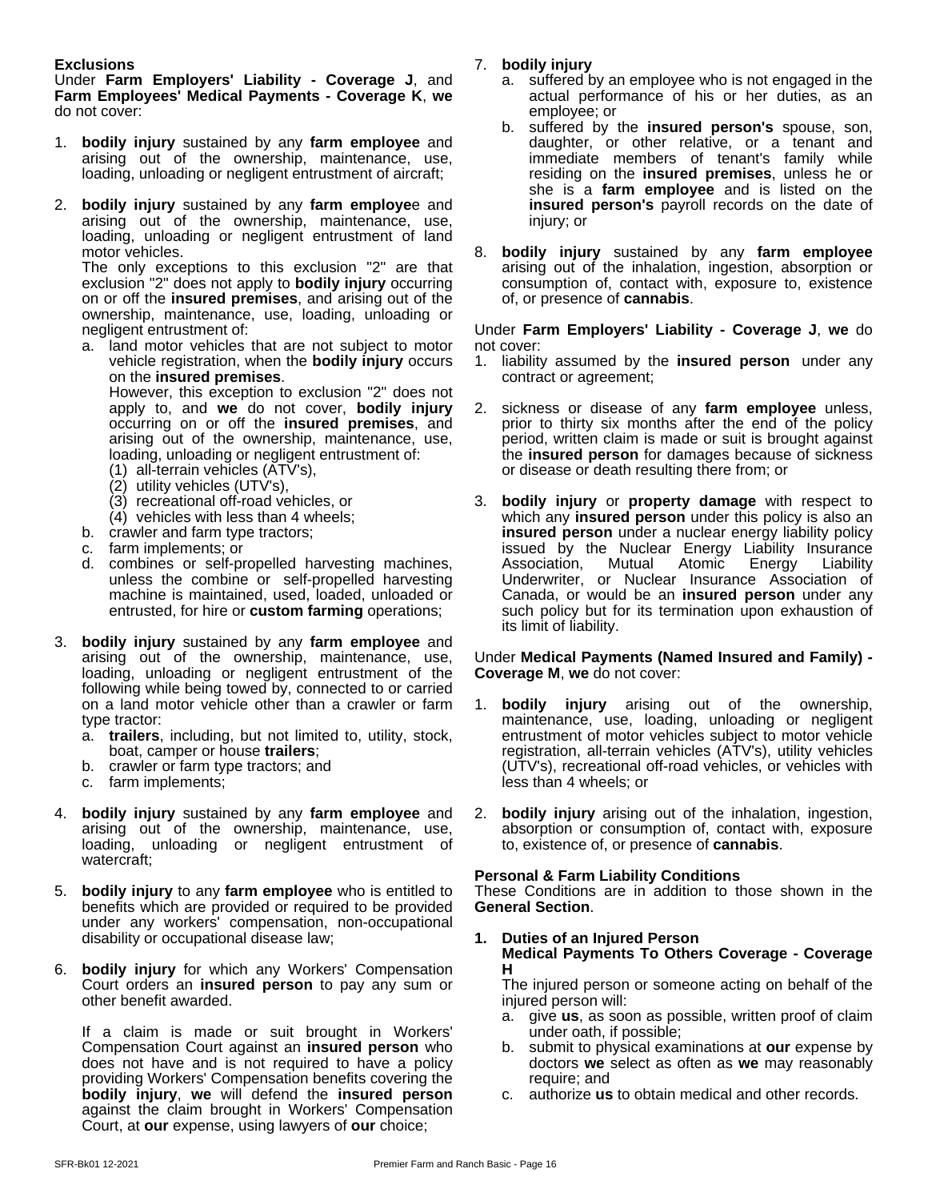**Exclusions**

Under **Farm Employers' Liability - Coverage J**, and **Farm Employees' Medical Payments - Coverage K**, **we** do not cover:

1. **bodily injury** sustained by any **farm employee** and arising out of the ownership, maintenance, use, loading, unloading or negligent entrustment of aircraft;

2. **bodily injury** sustained by any **farm employe**e and arising out of the ownership, maintenance, use, loading, unloading or negligent entrustment of land motor vehicles.

   The only exceptions to this exclusion "2" are that exclusion "2" does not apply to **bodily injury** occurring on or off the **insured premises**, and arising out of the ownership, maintenance, use, loading, unloading or negligent entrustment of:

   a. land motor vehicles that are not subject to motor vehicle registration, when the **bodily injury** occurs on the **insured premises**.

      However, this exception to exclusion "2" does not apply to, and **we** do not cover, **bodily injury** occurring on or off the **insured premises**, and arising out of the ownership, maintenance, use, loading, unloading or negligent entrustment of:

      (1) all-terrain vehicles (ATV's),
      (2) utility vehicles (UTV's),
      (3) recreational off-road vehicles, or
      (4) vehicles with less than 4 wheels;

   b. crawler and farm type tractors;
   c. farm implements; or
   d. combines or self-propelled harvesting machines, unless the combine or self-propelled harvesting machine is maintained, used, loaded, unloaded or entrusted, for hire or **custom farming** operations;

3. **bodily injury** sustained by any **farm employee** and arising out of the ownership, maintenance, use, loading, unloading or negligent entrustment of the following while being towed by, connected to or carried on a land motor vehicle other than a crawler or farm type tractor:

   a. **trailers**, including, but not limited to, utility, stock, boat, camper or house **trailers**;
   b. crawler or farm type tractors; and
   c. farm implements;

4. **bodily injury** sustained by any **farm employee** and arising out of the ownership, maintenance, use, loading, unloading or negligent entrustment of watercraft;

5. **bodily injury** to any **farm employee** who is entitled to benefits which are provided or required to be provided under any workers' compensation, non-occupational disability or occupational disease law;

6. **bodily injury** for which any Workers' Compensation Court orders an **insured person** to pay any sum or other benefit awarded.

   If a claim is made or suit brought in Workers' Compensation Court against an **insured person** who does not have and is not required to have a policy providing Workers' Compensation benefits covering the **bodily injury**, **we** will defend the **insured person** against the claim brought in Workers' Compensation Court, at **our** expense, using lawyers of **our** choice;

7. **bodily injury**

   a. suffered by an employee who is not engaged in the actual performance of his or her duties, as an employee; or
   b. suffered by the **insured person's** spouse, son, daughter, or other relative, or a tenant and immediate members of tenant's family while residing on the **insured premises**, unless he or she is a **farm employee** and is listed on the **insured person's** payroll records on the date of injury; or

8. **bodily injury** sustained by any **farm employee** arising out of the inhalation, ingestion, absorption or consumption of, contact with, exposure to, existence of, or presence of **cannabis**.

Under **Farm Employers' Liability - Coverage J**, **we** do not cover:

1. liability assumed by the **insured person** under any contract or agreement;

2. sickness or disease of any **farm employee** unless, prior to thirty six months after the end of the policy period, written claim is made or suit is brought against the **insured person** for damages because of sickness or disease or death resulting there from; or

3. **bodily injury** or **property damage** with respect to which any **insured person** under this policy is also an **insured person** under a nuclear energy liability policy issued by the Nuclear Energy Liability Insurance Association, Mutual Atomic Energy Liability Underwriter, or Nuclear Insurance Association of Canada, or would be an **insured person** under any such policy but for its termination upon exhaustion of its limit of liability.

Under **Medical Payments (Named Insured and Family) - Coverage M**, **we** do not cover:

1. **bodily injury** arising out of the ownership, maintenance, use, loading, unloading or negligent entrustment of motor vehicles subject to motor vehicle registration, all-terrain vehicles (ATV's), utility vehicles (UTV's), recreational off-road vehicles, or vehicles with less than 4 wheels; or

2. **bodily injury** arising out of the inhalation, ingestion, absorption or consumption of, contact with, exposure to, existence of, or presence of **cannabis**.

**Personal & Farm Liability Conditions**

These Conditions are in addition to those shown in the **General Section**.

**1. Duties of an Injured Person**
**Medical Payments To Others Coverage - Coverage H**

The injured person or someone acting on behalf of the injured person will:

a. give **us**, as soon as possible, written proof of claim under oath, if possible;
b. submit to physical examinations at **our** expense by doctors **we** select as often as **we** may reasonably require; and
c. authorize **us** to obtain medical and other records.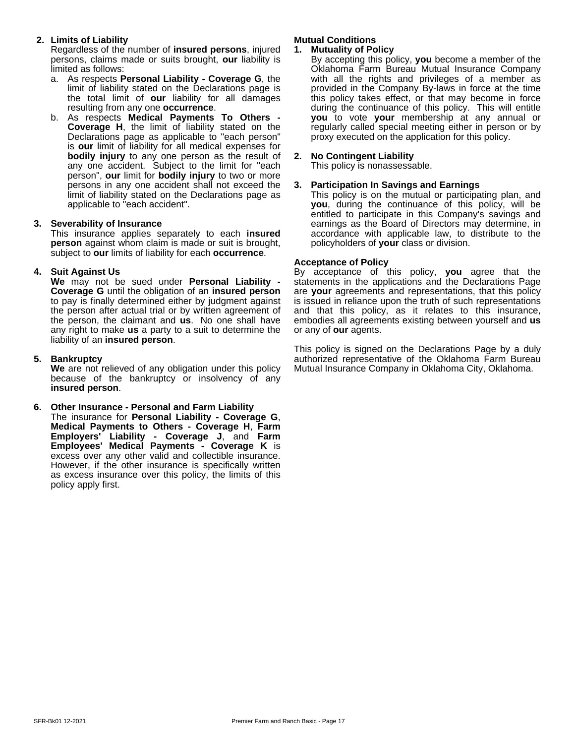**2. Limits of Liability**

Regardless of the number of **insured persons**, injured persons, claims made or suits brought, **our** liability is limited as follows:

a. As respects **Personal Liability - Coverage G**, the limit of liability stated on the Declarations page is the total limit of **our** liability for all damages resulting from any one **occurrence**.

b. As respects **Medical Payments To Others - Coverage H**, the limit of liability stated on the Declarations page as applicable to "each person" is **our** limit of liability for all medical expenses for **bodily injury** to any one person as the result of any one accident. Subject to the limit for "each person", **our** limit for **bodily injury** to two or more persons in any one accident shall not exceed the limit of liability stated on the Declarations page as applicable to "each accident".

**3. Severability of Insurance**

This insurance applies separately to each **insured person** against whom claim is made or suit is brought, subject to **our** limits of liability for each **occurrence**.

**4. Suit Against Us**

**We** may not be sued under **Personal Liability - Coverage G** until the obligation of an **insured person** to pay is finally determined either by judgment against the person after actual trial or by written agreement of the person, the claimant and **us**. No one shall have any right to make **us** a party to a suit to determine the liability of an **insured person**.

**5. Bankruptcy**

**We** are not relieved of any obligation under this policy because of the bankruptcy or insolvency of any **insured person**.

**6. Other Insurance - Personal and Farm Liability**

The insurance for **Personal Liability - Coverage G**, **Medical Payments to Others - Coverage H**, **Farm Employers' Liability - Coverage J**, and **Farm Employees' Medical Payments - Coverage K** is excess over any other valid and collectible insurance. However, if the other insurance is specifically written as excess insurance over this policy, the limits of this policy apply first.

**Mutual Conditions**

**1. Mutuality of Policy**

By accepting this policy, **you** become a member of the Oklahoma Farm Bureau Mutual Insurance Company with all the rights and privileges of a member as provided in the Company By-laws in force at the time this policy takes effect, or that may become in force during the continuance of this policy. This will entitle **you** to vote **your** membership at any annual or regularly called special meeting either in person or by proxy executed on the application for this policy.

**2. No Contingent Liability**

This policy is nonassessable.

**3. Participation In Savings and Earnings**

This policy is on the mutual or participating plan, and **you**, during the continuance of this policy, will be entitled to participate in this Company's savings and earnings as the Board of Directors may determine, in accordance with applicable law, to distribute to the policyholders of **your** class or division.

**Acceptance of Policy**

By acceptance of this policy, **you** agree that the statements in the applications and the Declarations Page are **your** agreements and representations, that this policy is issued in reliance upon the truth of such representations and that this policy, as it relates to this insurance, embodies all agreements existing between yourself and **us** or any of **our** agents.

This policy is signed on the Declarations Page by a duly authorized representative of the Oklahoma Farm Bureau Mutual Insurance Company in Oklahoma City, Oklahoma.